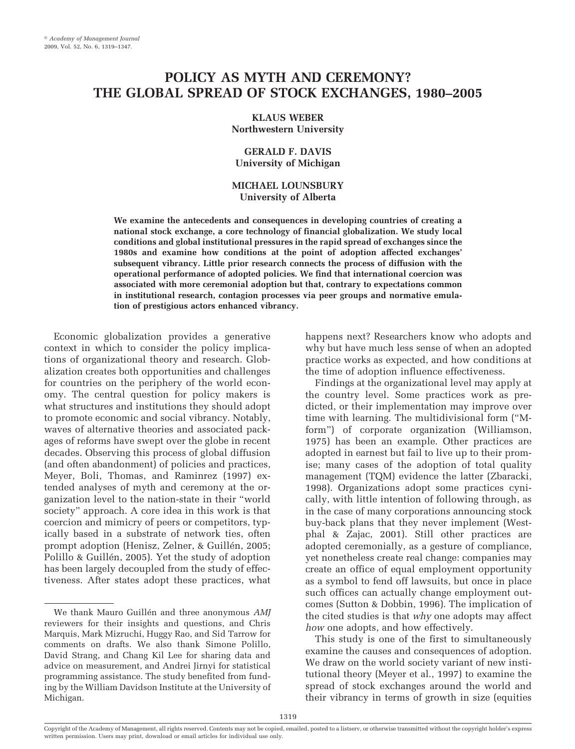# POLICY AS MYTH AND CEREMONY? THE GLOBAL SPREAD OF STOCK EXCHANGES, 1980–2005

**KLAUS WEBER**
**Northwestern University**

**GERALD F. DAVIS**
**University of Michigan**

**MICHAEL LOUNSBURY**
**University of Alberta**

**We examine the antecedents and consequences in developing countries of creating a national stock exchange, a core technology of financial globalization. We study local conditions and global institutional pressures in the rapid spread of exchanges since the 1980s and examine how conditions at the point of adoption affected exchanges' subsequent vibrancy. Little prior research connects the process of diffusion with the operational performance of adopted policies. We find that international coercion was associated with more ceremonial adoption but that, contrary to expectations common in institutional research, contagion processes via peer groups and normative emulation of prestigious actors enhanced vibrancy.**

Economic globalization provides a generative context in which to consider the policy implications of organizational theory and research. Globalization creates both opportunities and challenges for countries on the periphery of the world economy. The central question for policy makers is what structures and institutions they should adopt to promote economic and social vibrancy. Notably, waves of alternative theories and associated packages of reforms have swept over the globe in recent decades. Observing this process of global diffusion (and often abandonment) of policies and practices, Meyer, Boli, Thomas, and Raminrez (1997) extended analyses of myth and ceremony at the organization level to the nation-state in their "world society" approach. A core idea in this work is that coercion and mimicry of peers or competitors, typically based in a substrate of network ties, often prompt adoption (Henisz, Zelner, & Guillén, 2005; Polillo & Guillén, 2005). Yet the study of adoption has been largely decoupled from the study of effectiveness. After states adopt these practices, what happens next? Researchers know who adopts and why but have much less sense of when an adopted practice works as expected, and how conditions at the time of adoption influence effectiveness.

Findings at the organizational level may apply at the country level. Some practices work as predicted, or their implementation may improve over time with learning. The multidivisional form ("M-form") of corporate organization (Williamson, 1975) has been an example. Other practices are adopted in earnest but fail to live up to their promise; many cases of the adoption of total quality management (TQM) evidence the latter (Zbaracki, 1998). Organizations adopt some practices cynically, with little intention of following through, as in the case of many corporations announcing stock buy-back plans that they never implement (Westphal & Zajac, 2001). Still other practices are adopted ceremonially, as a gesture of compliance, yet nonetheless create real change: companies may create an office of equal employment opportunity as a symbol to fend off lawsuits, but once in place such offices can actually change employment outcomes (Sutton & Dobbin, 1996). The implication of the cited studies is that *why* one adopts may affect *how* one adopts, and how effectively.

This study is one of the first to simultaneously examine the causes and consequences of adoption. We draw on the world society variant of new institutional theory (Meyer et al., 1997) to examine the spread of stock exchanges around the world and their vibrancy in terms of growth in size (equities

---

We thank Mauro Guillén and three anonymous *AMJ* reviewers for their insights and questions, and Chris Marquis, Mark Mizruchi, Huggy Rao, and Sid Tarrow for comments on drafts. We also thank Simone Polillo, David Strang, and Chang Kil Lee for sharing data and advice on measurement, and Andrei Jirnyi for statistical programming assistance. The study benefited from funding by the William Davidson Institute at the University of Michigan.

Copyright of the Academy of Management, all rights reserved. Contents may not be copied, emailed, posted to a listserv, or otherwise transmitted without the copyright holder's express written permission. Users may print, download or email articles for individual use only.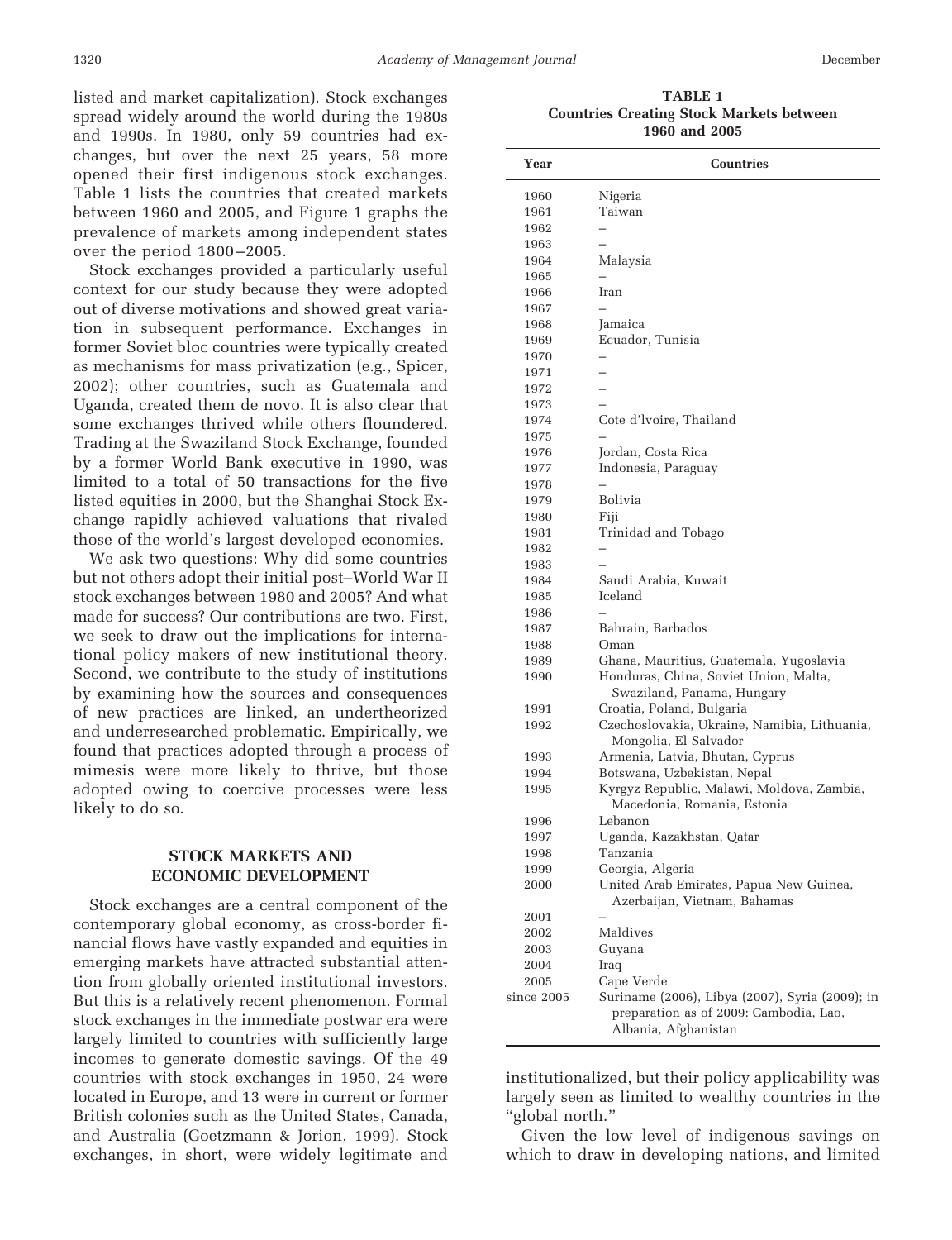listed and market capitalization). Stock exchanges spread widely around the world during the 1980s and 1990s. In 1980, only 59 countries had exchanges, but over the next 25 years, 58 more opened their first indigenous stock exchanges. Table 1 lists the countries that created markets between 1960 and 2005, and Figure 1 graphs the prevalence of markets among independent states over the period 1800–2005.

Stock exchanges provided a particularly useful context for our study because they were adopted out of diverse motivations and showed great variation in subsequent performance. Exchanges in former Soviet bloc countries were typically created as mechanisms for mass privatization (e.g., Spicer, 2002); other countries, such as Guatemala and Uganda, created them de novo. It is also clear that some exchanges thrived while others floundered. Trading at the Swaziland Stock Exchange, founded by a former World Bank executive in 1990, was limited to a total of 50 transactions for the five listed equities in 2000, but the Shanghai Stock Exchange rapidly achieved valuations that rivaled those of the world's largest developed economies.

We ask two questions: Why did some countries but not others adopt their initial post–World War II stock exchanges between 1980 and 2005? And what made for success? Our contributions are two. First, we seek to draw out the implications for international policy makers of new institutional theory. Second, we contribute to the study of institutions by examining how the sources and consequences of new practices are linked, an undertheorized and underresearched problematic. Empirically, we found that practices adopted through a process of mimesis were more likely to thrive, but those adopted owing to coercive processes were less likely to do so.

**TABLE 1**
**Countries Creating Stock Markets between 1960 and 2005**

| Year | Countries |
|---|---|
| 1960 | Nigeria |
| 1961 | Taiwan |
| 1962 | – |
| 1963 | – |
| 1964 | Malaysia |
| 1965 | – |
| 1966 | Iran |
| 1967 | – |
| 1968 | Jamaica |
| 1969 | Ecuador, Tunisia |
| 1970 | – |
| 1971 | – |
| 1972 | – |
| 1973 | – |
| 1974 | Cote d'lvoire, Thailand |
| 1975 | – |
| 1976 | Jordan, Costa Rica |
| 1977 | Indonesia, Paraguay |
| 1978 | – |
| 1979 | Bolivia |
| 1980 | Fiji |
| 1981 | Trinidad and Tobago |
| 1982 | – |
| 1983 | – |
| 1984 | Saudi Arabia, Kuwait |
| 1985 | Iceland |
| 1986 | – |
| 1987 | Bahrain, Barbados |
| 1988 | Oman |
| 1989 | Ghana, Mauritius, Guatemala, Yugoslavia |
| 1990 | Honduras, China, Soviet Union, Malta, Swaziland, Panama, Hungary |
| 1991 | Croatia, Poland, Bulgaria |
| 1992 | Czechoslovakia, Ukraine, Namibia, Lithuania, Mongolia, El Salvador |
| 1993 | Armenia, Latvia, Bhutan, Cyprus |
| 1994 | Botswana, Uzbekistan, Nepal |
| 1995 | Kyrgyz Republic, Malawi, Moldova, Zambia, Macedonia, Romania, Estonia |
| 1996 | Lebanon |
| 1997 | Uganda, Kazakhstan, Qatar |
| 1998 | Tanzania |
| 1999 | Georgia, Algeria |
| 2000 | United Arab Emirates, Papua New Guinea, Azerbaijan, Vietnam, Bahamas |
| 2001 | – |
| 2002 | Maldives |
| 2003 | Guyana |
| 2004 | Iraq |
| 2005 | Cape Verde |
| since 2005 | Suriname (2006), Libya (2007), Syria (2009); in preparation as of 2009: Cambodia, Lao, Albania, Afghanistan |

## STOCK MARKETS AND ECONOMIC DEVELOPMENT

Stock exchanges are a central component of the contemporary global economy, as cross-border financial flows have vastly expanded and equities in emerging markets have attracted substantial attention from globally oriented institutional investors. But this is a relatively recent phenomenon. Formal stock exchanges in the immediate postwar era were largely limited to countries with sufficiently large incomes to generate domestic savings. Of the 49 countries with stock exchanges in 1950, 24 were located in Europe, and 13 were in current or former British colonies such as the United States, Canada, and Australia (Goetzmann & Jorion, 1999). Stock exchanges, in short, were widely legitimate and institutionalized, but their policy applicability was largely seen as limited to wealthy countries in the "global north."

Given the low level of indigenous savings on which to draw in developing nations, and limited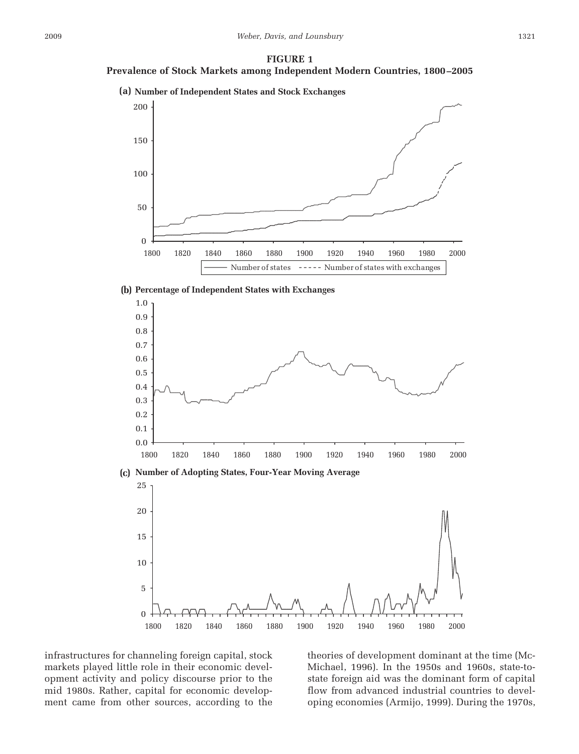**FIGURE 1**
**Prevalence of Stock Markets among Independent Modern Countries, 1800–2005**

**(a) Number of Independent States and Stock Exchanges**

**(b) Percentage of Independent States with Exchanges**

**(c) Number of Adopting States, Four-Year Moving Average**

infrastructures for channeling foreign capital, stock markets played little role in their economic development activity and policy discourse prior to the mid 1980s. Rather, capital for economic development came from other sources, according to the theories of development dominant at the time (McMichael, 1996). In the 1950s and 1960s, state-to-state foreign aid was the dominant form of capital flow from advanced industrial countries to developing economies (Armijo, 1999). During the 1970s,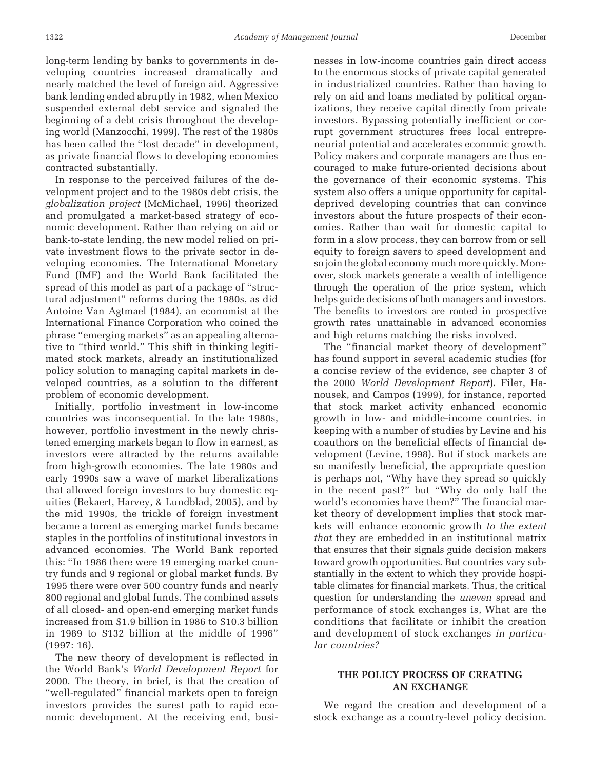long-term lending by banks to governments in developing countries increased dramatically and nearly matched the level of foreign aid. Aggressive bank lending ended abruptly in 1982, when Mexico suspended external debt service and signaled the beginning of a debt crisis throughout the developing world (Manzocchi, 1999). The rest of the 1980s has been called the "lost decade" in development, as private financial flows to developing economies contracted substantially.

In response to the perceived failures of the development project and to the 1980s debt crisis, the *globalization project* (McMichael, 1996) theorized and promulgated a market-based strategy of economic development. Rather than relying on aid or bank-to-state lending, the new model relied on private investment flows to the private sector in developing economies. The International Monetary Fund (IMF) and the World Bank facilitated the spread of this model as part of a package of "structural adjustment" reforms during the 1980s, as did Antoine Van Agtmael (1984), an economist at the International Finance Corporation who coined the phrase "emerging markets" as an appealing alternative to "third world." This shift in thinking legitimated stock markets, already an institutionalized policy solution to managing capital markets in developed countries, as a solution to the different problem of economic development.

Initially, portfolio investment in low-income countries was inconsequential. In the late 1980s, however, portfolio investment in the newly christened emerging markets began to flow in earnest, as investors were attracted by the returns available from high-growth economies. The late 1980s and early 1990s saw a wave of market liberalizations that allowed foreign investors to buy domestic equities (Bekaert, Harvey, & Lundblad, 2005), and by the mid 1990s, the trickle of foreign investment became a torrent as emerging market funds became staples in the portfolios of institutional investors in advanced economies. The World Bank reported this: "In 1986 there were 19 emerging market country funds and 9 regional or global market funds. By 1995 there were over 500 country funds and nearly 800 regional and global funds. The combined assets of all closed- and open-end emerging market funds increased from \$1.9 billion in 1986 to \$10.3 billion in 1989 to \$132 billion at the middle of 1996" (1997: 16).

The new theory of development is reflected in the World Bank's *World Development Report* for 2000. The theory, in brief, is that the creation of "well-regulated" financial markets open to foreign investors provides the surest path to rapid economic development. At the receiving end, businesses in low-income countries gain direct access to the enormous stocks of private capital generated in industrialized countries. Rather than having to rely on aid and loans mediated by political organizations, they receive capital directly from private investors. Bypassing potentially inefficient or corrupt government structures frees local entrepreneurial potential and accelerates economic growth. Policy makers and corporate managers are thus encouraged to make future-oriented decisions about the governance of their economic systems. This system also offers a unique opportunity for capital-deprived developing countries that can convince investors about the future prospects of their economies. Rather than wait for domestic capital to form in a slow process, they can borrow from or sell equity to foreign savers to speed development and so join the global economy much more quickly. Moreover, stock markets generate a wealth of intelligence through the operation of the price system, which helps guide decisions of both managers and investors. The benefits to investors are rooted in prospective growth rates unattainable in advanced economies and high returns matching the risks involved.

The "financial market theory of development" has found support in several academic studies (for a concise review of the evidence, see chapter 3 of the 2000 *World Development Report*). Filer, Hanousek, and Campos (1999), for instance, reported that stock market activity enhanced economic growth in low- and middle-income countries, in keeping with a number of studies by Levine and his coauthors on the beneficial effects of financial development (Levine, 1998). But if stock markets are so manifestly beneficial, the appropriate question is perhaps not, "Why have they spread so quickly in the recent past?" but "Why do only half the world's economies have them?" The financial market theory of development implies that stock markets will enhance economic growth *to the extent that* they are embedded in an institutional matrix that ensures that their signals guide decision makers toward growth opportunities. But countries vary substantially in the extent to which they provide hospitable climates for financial markets. Thus, the critical question for understanding the *uneven* spread and performance of stock exchanges is, What are the conditions that facilitate or inhibit the creation and development of stock exchanges *in particular countries?*

## THE POLICY PROCESS OF CREATING AN EXCHANGE

We regard the creation and development of a stock exchange as a country-level policy decision.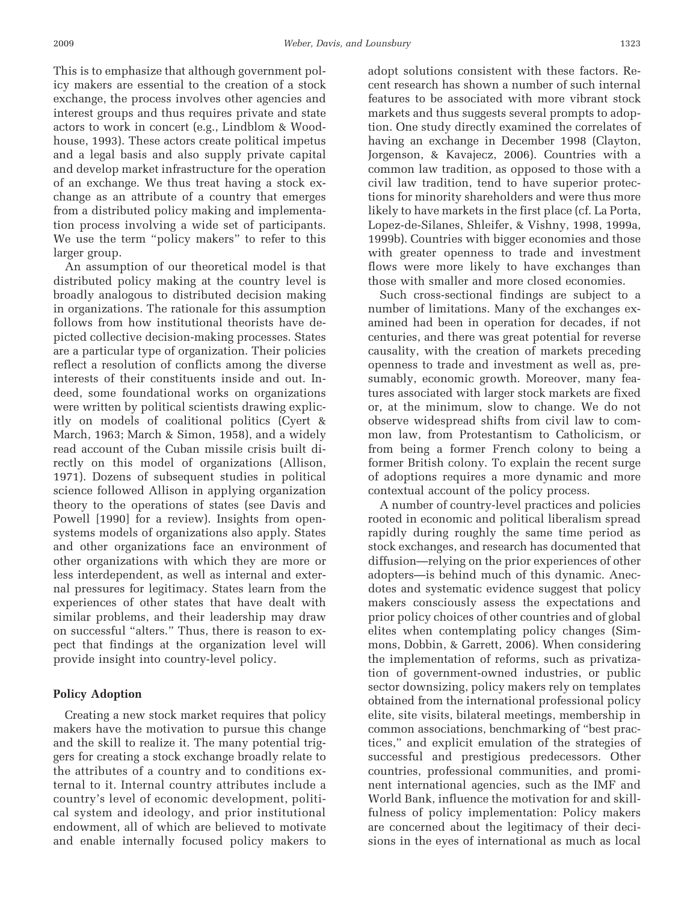This is to emphasize that although government policy makers are essential to the creation of a stock exchange, the process involves other agencies and interest groups and thus requires private and state actors to work in concert (e.g., Lindblom & Woodhouse, 1993). These actors create political impetus and a legal basis and also supply private capital and develop market infrastructure for the operation of an exchange. We thus treat having a stock exchange as an attribute of a country that emerges from a distributed policy making and implementation process involving a wide set of participants. We use the term "policy makers" to refer to this larger group.

An assumption of our theoretical model is that distributed policy making at the country level is broadly analogous to distributed decision making in organizations. The rationale for this assumption follows from how institutional theorists have depicted collective decision-making processes. States are a particular type of organization. Their policies reflect a resolution of conflicts among the diverse interests of their constituents inside and out. Indeed, some foundational works on organizations were written by political scientists drawing explicitly on models of coalitional politics (Cyert & March, 1963; March & Simon, 1958), and a widely read account of the Cuban missile crisis built directly on this model of organizations (Allison, 1971). Dozens of subsequent studies in political science followed Allison in applying organization theory to the operations of states (see Davis and Powell [1990] for a review). Insights from open-systems models of organizations also apply. States and other organizations face an environment of other organizations with which they are more or less interdependent, as well as internal and external pressures for legitimacy. States learn from the experiences of other states that have dealt with similar problems, and their leadership may draw on successful "alters." Thus, there is reason to expect that findings at the organization level will provide insight into country-level policy.

### Policy Adoption

Creating a new stock market requires that policy makers have the motivation to pursue this change and the skill to realize it. The many potential triggers for creating a stock exchange broadly relate to the attributes of a country and to conditions external to it. Internal country attributes include a country's level of economic development, political system and ideology, and prior institutional endowment, all of which are believed to motivate and enable internally focused policy makers to adopt solutions consistent with these factors. Recent research has shown a number of such internal features to be associated with more vibrant stock markets and thus suggests several prompts to adoption. One study directly examined the correlates of having an exchange in December 1998 (Clayton, Jorgenson, & Kavajecz, 2006). Countries with a common law tradition, as opposed to those with a civil law tradition, tend to have superior protections for minority shareholders and were thus more likely to have markets in the first place (cf. La Porta, Lopez-de-Silanes, Shleifer, & Vishny, 1998, 1999a, 1999b). Countries with bigger economies and those with greater openness to trade and investment flows were more likely to have exchanges than those with smaller and more closed economies.

Such cross-sectional findings are subject to a number of limitations. Many of the exchanges examined had been in operation for decades, if not centuries, and there was great potential for reverse causality, with the creation of markets preceding openness to trade and investment as well as, presumably, economic growth. Moreover, many features associated with larger stock markets are fixed or, at the minimum, slow to change. We do not observe widespread shifts from civil law to common law, from Protestantism to Catholicism, or from being a former French colony to being a former British colony. To explain the recent surge of adoptions requires a more dynamic and more contextual account of the policy process.

A number of country-level practices and policies rooted in economic and political liberalism spread rapidly during roughly the same time period as stock exchanges, and research has documented that diffusion—relying on the prior experiences of other adopters—is behind much of this dynamic. Anecdotes and systematic evidence suggest that policy makers consciously assess the expectations and prior policy choices of other countries and of global elites when contemplating policy changes (Simmons, Dobbin, & Garrett, 2006). When considering the implementation of reforms, such as privatization of government-owned industries, or public sector downsizing, policy makers rely on templates obtained from the international professional policy elite, site visits, bilateral meetings, membership in common associations, benchmarking of "best practices," and explicit emulation of the strategies of successful and prestigious predecessors. Other countries, professional communities, and prominent international agencies, such as the IMF and World Bank, influence the motivation for and skillfulness of policy implementation: Policy makers are concerned about the legitimacy of their decisions in the eyes of international as much as local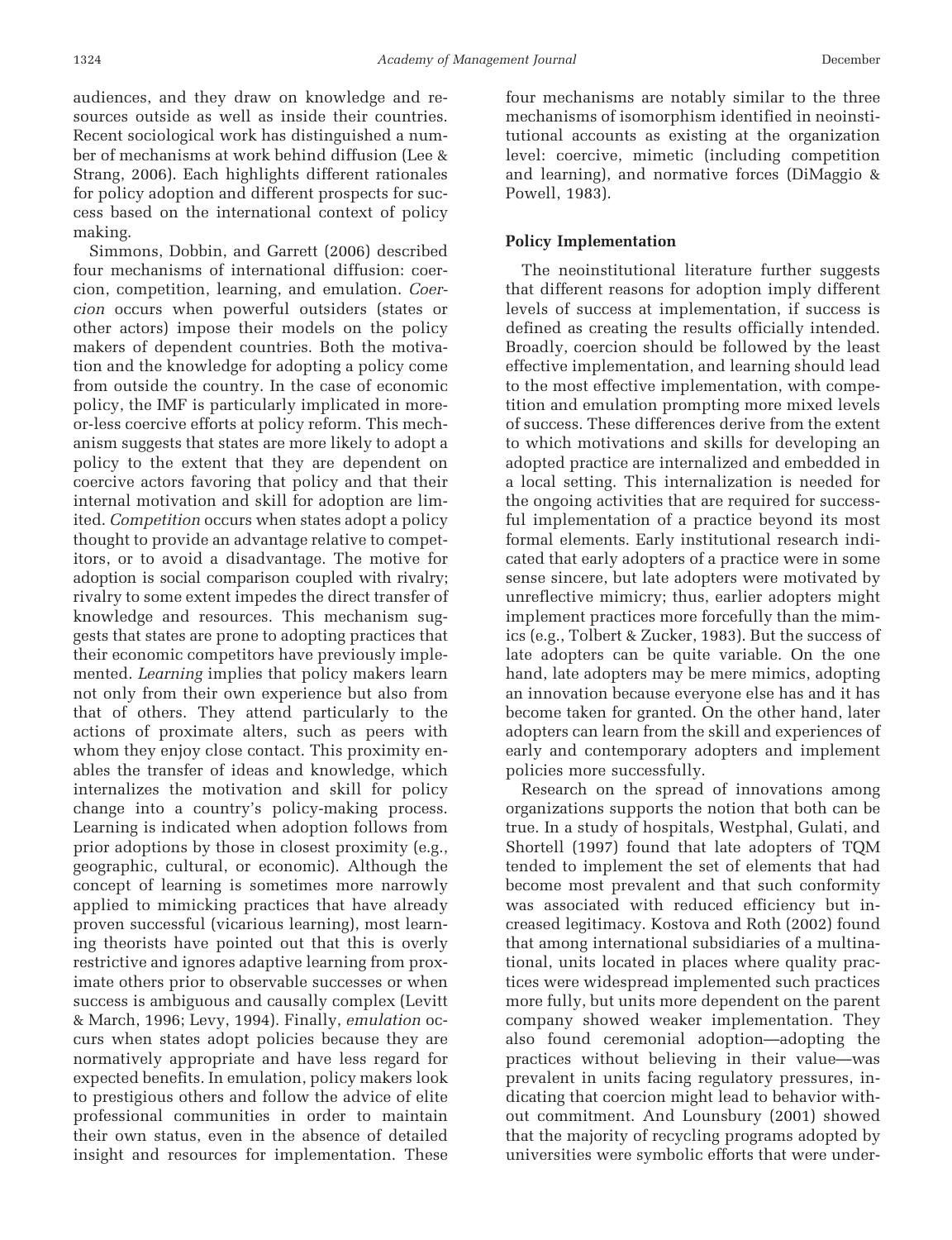audiences, and they draw on knowledge and resources outside as well as inside their countries. Recent sociological work has distinguished a number of mechanisms at work behind diffusion (Lee & Strang, 2006). Each highlights different rationales for policy adoption and different prospects for success based on the international context of policy making.

Simmons, Dobbin, and Garrett (2006) described four mechanisms of international diffusion: coercion, competition, learning, and emulation. *Coercion* occurs when powerful outsiders (states or other actors) impose their models on the policy makers of dependent countries. Both the motivation and the knowledge for adopting a policy come from outside the country. In the case of economic policy, the IMF is particularly implicated in more-or-less coercive efforts at policy reform. This mechanism suggests that states are more likely to adopt a policy to the extent that they are dependent on coercive actors favoring that policy and that their internal motivation and skill for adoption are limited. *Competition* occurs when states adopt a policy thought to provide an advantage relative to competitors, or to avoid a disadvantage. The motive for adoption is social comparison coupled with rivalry; rivalry to some extent impedes the direct transfer of knowledge and resources. This mechanism suggests that states are prone to adopting practices that their economic competitors have previously implemented. *Learning* implies that policy makers learn not only from their own experience but also from that of others. They attend particularly to the actions of proximate alters, such as peers with whom they enjoy close contact. This proximity enables the transfer of ideas and knowledge, which internalizes the motivation and skill for policy change into a country's policy-making process. Learning is indicated when adoption follows from prior adoptions by those in closest proximity (e.g., geographic, cultural, or economic). Although the concept of learning is sometimes more narrowly applied to mimicking practices that have already proven successful (vicarious learning), most learning theorists have pointed out that this is overly restrictive and ignores adaptive learning from proximate others prior to observable successes or when success is ambiguous and causally complex (Levitt & March, 1996; Levy, 1994). Finally, *emulation* occurs when states adopt policies because they are normatively appropriate and have less regard for expected benefits. In emulation, policy makers look to prestigious others and follow the advice of elite professional communities in order to maintain their own status, even in the absence of detailed insight and resources for implementation. These four mechanisms are notably similar to the three mechanisms of isomorphism identified in neoinstitutional accounts as existing at the organization level: coercive, mimetic (including competition and learning), and normative forces (DiMaggio & Powell, 1983).

### Policy Implementation

The neoinstitutional literature further suggests that different reasons for adoption imply different levels of success at implementation, if success is defined as creating the results officially intended. Broadly, coercion should be followed by the least effective implementation, and learning should lead to the most effective implementation, with competition and emulation prompting more mixed levels of success. These differences derive from the extent to which motivations and skills for developing an adopted practice are internalized and embedded in a local setting. This internalization is needed for the ongoing activities that are required for successful implementation of a practice beyond its most formal elements. Early institutional research indicated that early adopters of a practice were in some sense sincere, but late adopters were motivated by unreflective mimicry; thus, earlier adopters might implement practices more forcefully than the mimics (e.g., Tolbert & Zucker, 1983). But the success of late adopters can be quite variable. On the one hand, late adopters may be mere mimics, adopting an innovation because everyone else has and it has become taken for granted. On the other hand, later adopters can learn from the skill and experiences of early and contemporary adopters and implement policies more successfully.

Research on the spread of innovations among organizations supports the notion that both can be true. In a study of hospitals, Westphal, Gulati, and Shortell (1997) found that late adopters of TQM tended to implement the set of elements that had become most prevalent and that such conformity was associated with reduced efficiency but increased legitimacy. Kostova and Roth (2002) found that among international subsidiaries of a multinational, units located in places where quality practices were widespread implemented such practices more fully, but units more dependent on the parent company showed weaker implementation. They also found ceremonial adoption—adopting the practices without believing in their value—was prevalent in units facing regulatory pressures, indicating that coercion might lead to behavior without commitment. And Lounsbury (2001) showed that the majority of recycling programs adopted by universities were symbolic efforts that were under-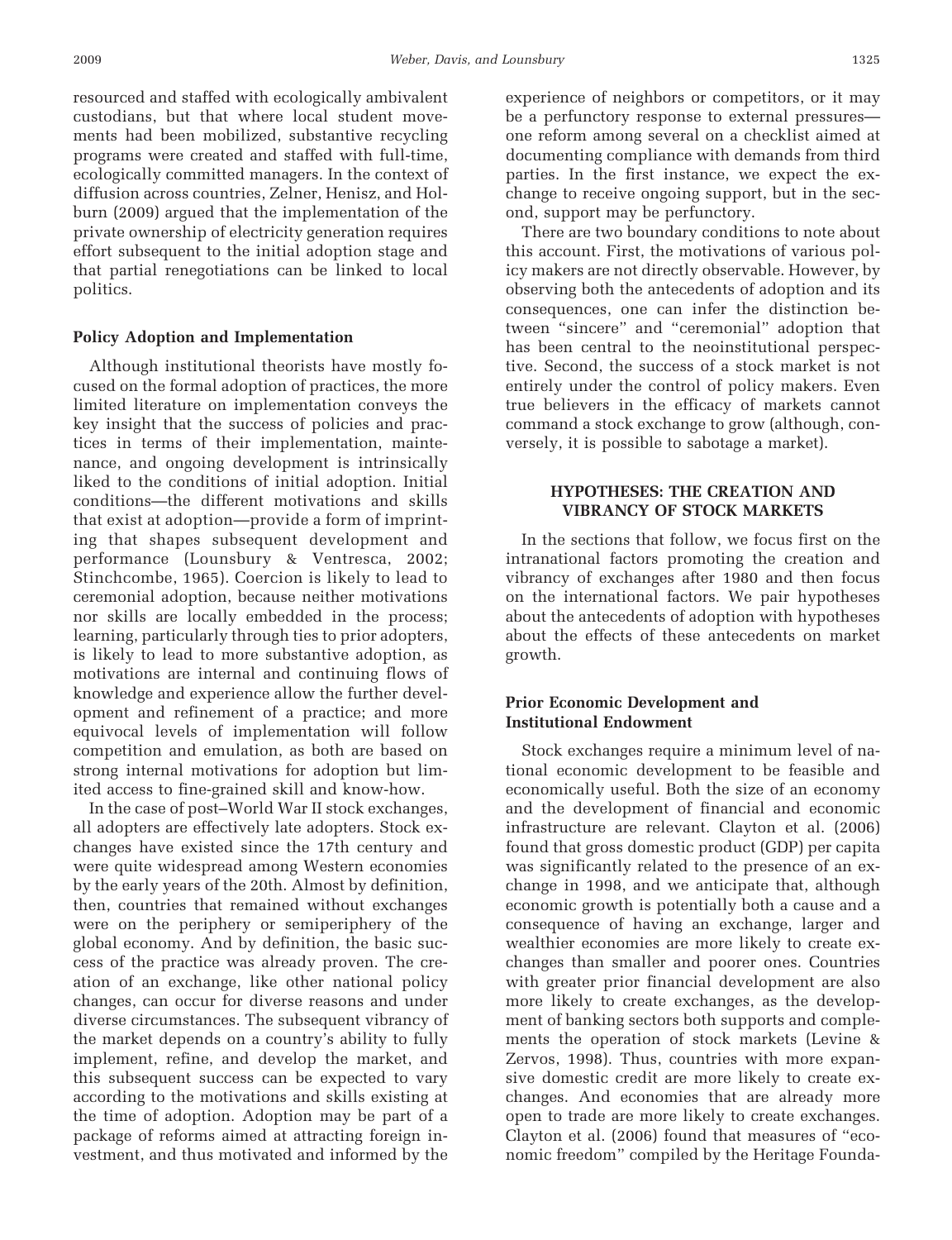resourced and staffed with ecologically ambivalent custodians, but that where local student movements had been mobilized, substantive recycling programs were created and staffed with full-time, ecologically committed managers. In the context of diffusion across countries, Zelner, Henisz, and Holburn (2009) argued that the implementation of the private ownership of electricity generation requires effort subsequent to the initial adoption stage and that partial renegotiations can be linked to local politics.

### Policy Adoption and Implementation

Although institutional theorists have mostly focused on the formal adoption of practices, the more limited literature on implementation conveys the key insight that the success of policies and practices in terms of their implementation, maintenance, and ongoing development is intrinsically liked to the conditions of initial adoption. Initial conditions—the different motivations and skills that exist at adoption—provide a form of imprinting that shapes subsequent development and performance (Lounsbury & Ventresca, 2002; Stinchcombe, 1965). Coercion is likely to lead to ceremonial adoption, because neither motivations nor skills are locally embedded in the process; learning, particularly through ties to prior adopters, is likely to lead to more substantive adoption, as motivations are internal and continuing flows of knowledge and experience allow the further development and refinement of a practice; and more equivocal levels of implementation will follow competition and emulation, as both are based on strong internal motivations for adoption but limited access to fine-grained skill and know-how.

In the case of post–World War II stock exchanges, all adopters are effectively late adopters. Stock exchanges have existed since the 17th century and were quite widespread among Western economies by the early years of the 20th. Almost by definition, then, countries that remained without exchanges were on the periphery or semiperiphery of the global economy. And by definition, the basic success of the practice was already proven. The creation of an exchange, like other national policy changes, can occur for diverse reasons and under diverse circumstances. The subsequent vibrancy of the market depends on a country's ability to fully implement, refine, and develop the market, and this subsequent success can be expected to vary according to the motivations and skills existing at the time of adoption. Adoption may be part of a package of reforms aimed at attracting foreign investment, and thus motivated and informed by the experience of neighbors or competitors, or it may be a perfunctory response to external pressures—one reform among several on a checklist aimed at documenting compliance with demands from third parties. In the first instance, we expect the exchange to receive ongoing support, but in the second, support may be perfunctory.

There are two boundary conditions to note about this account. First, the motivations of various policy makers are not directly observable. However, by observing both the antecedents of adoption and its consequences, one can infer the distinction between "sincere" and "ceremonial" adoption that has been central to the neoinstitutional perspective. Second, the success of a stock market is not entirely under the control of policy makers. Even true believers in the efficacy of markets cannot command a stock exchange to grow (although, conversely, it is possible to sabotage a market).

## HYPOTHESES: THE CREATION AND VIBRANCY OF STOCK MARKETS

In the sections that follow, we focus first on the intranational factors promoting the creation and vibrancy of exchanges after 1980 and then focus on the international factors. We pair hypotheses about the antecedents of adoption with hypotheses about the effects of these antecedents on market growth.

### Prior Economic Development and Institutional Endowment

Stock exchanges require a minimum level of national economic development to be feasible and economically useful. Both the size of an economy and the development of financial and economic infrastructure are relevant. Clayton et al. (2006) found that gross domestic product (GDP) per capita was significantly related to the presence of an exchange in 1998, and we anticipate that, although economic growth is potentially both a cause and a consequence of having an exchange, larger and wealthier economies are more likely to create exchanges than smaller and poorer ones. Countries with greater prior financial development are also more likely to create exchanges, as the development of banking sectors both supports and complements the operation of stock markets (Levine & Zervos, 1998). Thus, countries with more expansive domestic credit are more likely to create exchanges. And economies that are already more open to trade are more likely to create exchanges. Clayton et al. (2006) found that measures of "economic freedom" compiled by the Heritage Founda-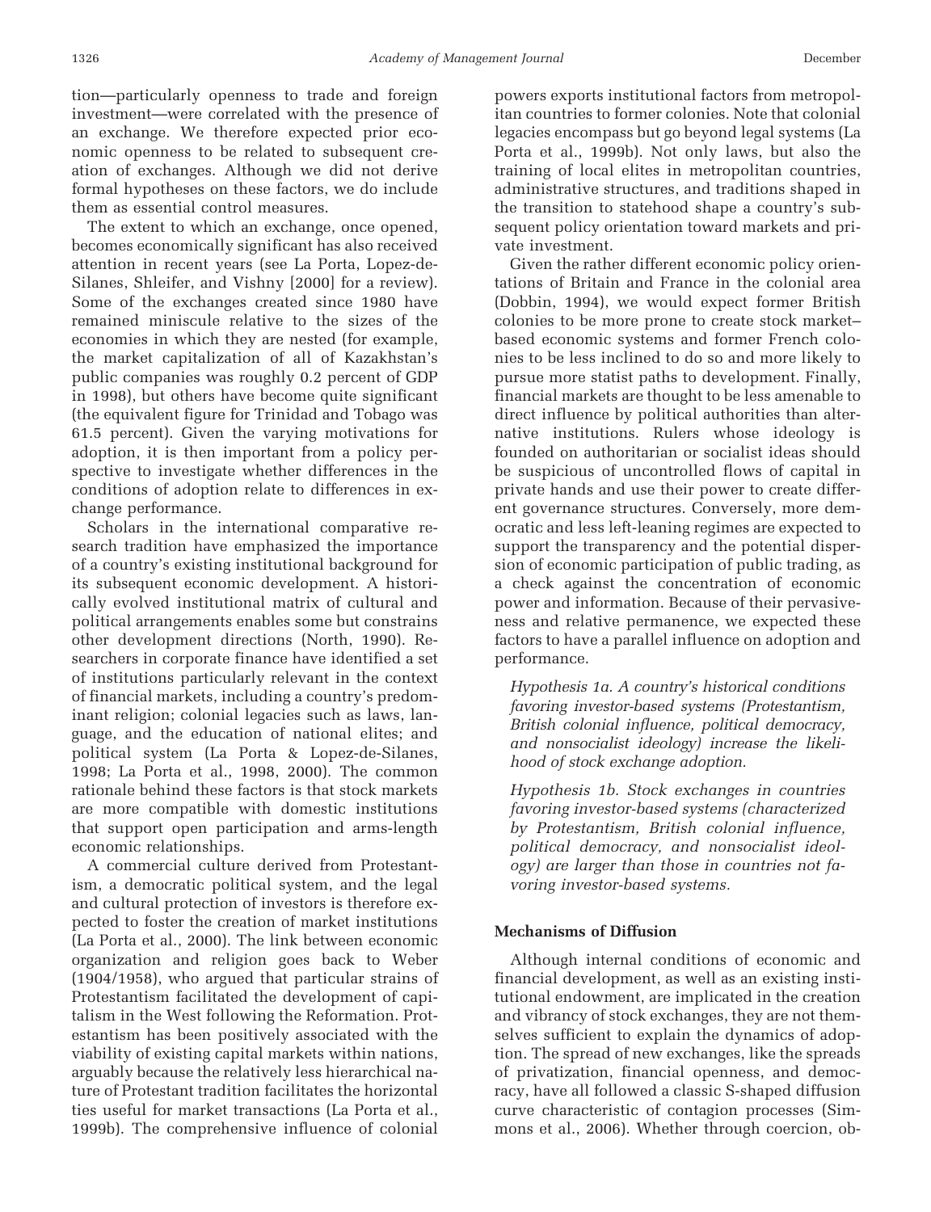tion—particularly openness to trade and foreign investment—were correlated with the presence of an exchange. We therefore expected prior economic openness to be related to subsequent creation of exchanges. Although we did not derive formal hypotheses on these factors, we do include them as essential control measures.

The extent to which an exchange, once opened, becomes economically significant has also received attention in recent years (see La Porta, Lopez-de-Silanes, Shleifer, and Vishny [2000] for a review). Some of the exchanges created since 1980 have remained miniscule relative to the sizes of the economies in which they are nested (for example, the market capitalization of all of Kazakhstan's public companies was roughly 0.2 percent of GDP in 1998), but others have become quite significant (the equivalent figure for Trinidad and Tobago was 61.5 percent). Given the varying motivations for adoption, it is then important from a policy perspective to investigate whether differences in the conditions of adoption relate to differences in exchange performance.

Scholars in the international comparative research tradition have emphasized the importance of a country's existing institutional background for its subsequent economic development. A historically evolved institutional matrix of cultural and political arrangements enables some but constrains other development directions (North, 1990). Researchers in corporate finance have identified a set of institutions particularly relevant in the context of financial markets, including a country's predominant religion; colonial legacies such as laws, language, and the education of national elites; and political system (La Porta & Lopez-de-Silanes, 1998; La Porta et al., 1998, 2000). The common rationale behind these factors is that stock markets are more compatible with domestic institutions that support open participation and arms-length economic relationships.

A commercial culture derived from Protestantism, a democratic political system, and the legal and cultural protection of investors is therefore expected to foster the creation of market institutions (La Porta et al., 2000). The link between economic organization and religion goes back to Weber (1904/1958), who argued that particular strains of Protestantism facilitated the development of capitalism in the West following the Reformation. Protestantism has been positively associated with the viability of existing capital markets within nations, arguably because the relatively less hierarchical nature of Protestant tradition facilitates the horizontal ties useful for market transactions (La Porta et al., 1999b). The comprehensive influence of colonial powers exports institutional factors from metropolitan countries to former colonies. Note that colonial legacies encompass but go beyond legal systems (La Porta et al., 1999b). Not only laws, but also the training of local elites in metropolitan countries, administrative structures, and traditions shaped in the transition to statehood shape a country's subsequent policy orientation toward markets and private investment.

Given the rather different economic policy orientations of Britain and France in the colonial area (Dobbin, 1994), we would expect former British colonies to be more prone to create stock market–based economic systems and former French colonies to be less inclined to do so and more likely to pursue more statist paths to development. Finally, financial markets are thought to be less amenable to direct influence by political authorities than alternative institutions. Rulers whose ideology is founded on authoritarian or socialist ideas should be suspicious of uncontrolled flows of capital in private hands and use their power to create different governance structures. Conversely, more democratic and less left-leaning regimes are expected to support the transparency and the potential dispersion of economic participation of public trading, as a check against the concentration of economic power and information. Because of their pervasiveness and relative permanence, we expected these factors to have a parallel influence on adoption and performance.

*Hypothesis 1a. A country's historical conditions favoring investor-based systems (Protestantism, British colonial influence, political democracy, and nonsocialist ideology) increase the likelihood of stock exchange adoption.*

*Hypothesis 1b. Stock exchanges in countries favoring investor-based systems (characterized by Protestantism, British colonial influence, political democracy, and nonsocialist ideology) are larger than those in countries not favoring investor-based systems.*

### Mechanisms of Diffusion

Although internal conditions of economic and financial development, as well as an existing institutional endowment, are implicated in the creation and vibrancy of stock exchanges, they are not themselves sufficient to explain the dynamics of adoption. The spread of new exchanges, like the spreads of privatization, financial openness, and democracy, have all followed a classic S-shaped diffusion curve characteristic of contagion processes (Simmons et al., 2006). Whether through coercion, ob-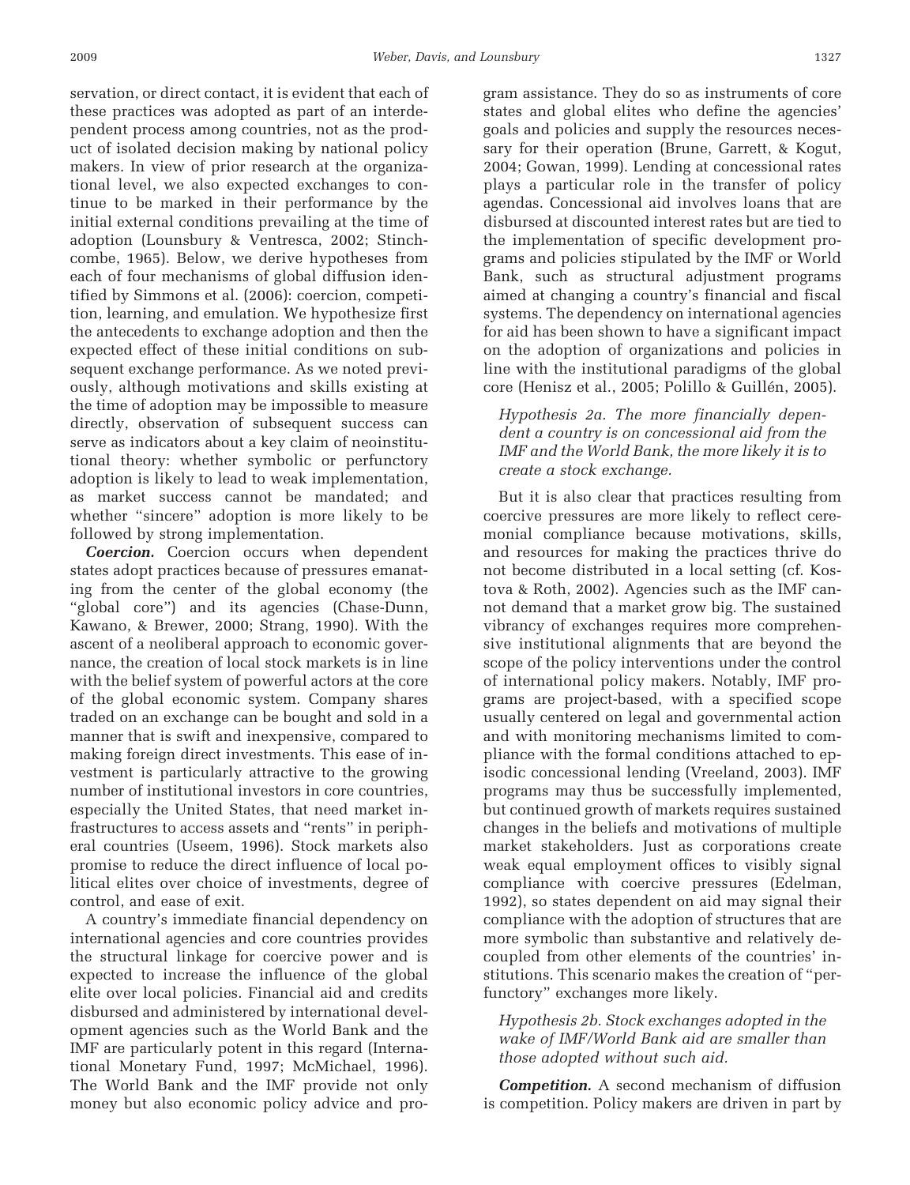servation, or direct contact, it is evident that each of these practices was adopted as part of an interdependent process among countries, not as the product of isolated decision making by national policy makers. In view of prior research at the organizational level, we also expected exchanges to continue to be marked in their performance by the initial external conditions prevailing at the time of adoption (Lounsbury & Ventresca, 2002; Stinchcombe, 1965). Below, we derive hypotheses from each of four mechanisms of global diffusion identified by Simmons et al. (2006): coercion, competition, learning, and emulation. We hypothesize first the antecedents to exchange adoption and then the expected effect of these initial conditions on subsequent exchange performance. As we noted previously, although motivations and skills existing at the time of adoption may be impossible to measure directly, observation of subsequent success can serve as indicators about a key claim of neoinstitutional theory: whether symbolic or perfunctory adoption is likely to lead to weak implementation, as market success cannot be mandated; and whether "sincere" adoption is more likely to be followed by strong implementation.

***Coercion.*** Coercion occurs when dependent states adopt practices because of pressures emanating from the center of the global economy (the "global core") and its agencies (Chase-Dunn, Kawano, & Brewer, 2000; Strang, 1990). With the ascent of a neoliberal approach to economic governance, the creation of local stock markets is in line with the belief system of powerful actors at the core of the global economic system. Company shares traded on an exchange can be bought and sold in a manner that is swift and inexpensive, compared to making foreign direct investments. This ease of investment is particularly attractive to the growing number of institutional investors in core countries, especially the United States, that need market infrastructures to access assets and "rents" in peripheral countries (Useem, 1996). Stock markets also promise to reduce the direct influence of local political elites over choice of investments, degree of control, and ease of exit.

A country's immediate financial dependency on international agencies and core countries provides the structural linkage for coercive power and is expected to increase the influence of the global elite over local policies. Financial aid and credits disbursed and administered by international development agencies such as the World Bank and the IMF are particularly potent in this regard (International Monetary Fund, 1997; McMichael, 1996). The World Bank and the IMF provide not only money but also economic policy advice and program assistance. They do so as instruments of core states and global elites who define the agencies' goals and policies and supply the resources necessary for their operation (Brune, Garrett, & Kogut, 2004; Gowan, 1999). Lending at concessional rates plays a particular role in the transfer of policy agendas. Concessional aid involves loans that are disbursed at discounted interest rates but are tied to the implementation of specific development programs and policies stipulated by the IMF or World Bank, such as structural adjustment programs aimed at changing a country's financial and fiscal systems. The dependency on international agencies for aid has been shown to have a significant impact on the adoption of organizations and policies in line with the institutional paradigms of the global core (Henisz et al., 2005; Polillo & Guillén, 2005).

*Hypothesis 2a. The more financially dependent a country is on concessional aid from the IMF and the World Bank, the more likely it is to create a stock exchange.*

But it is also clear that practices resulting from coercive pressures are more likely to reflect ceremonial compliance because motivations, skills, and resources for making the practices thrive do not become distributed in a local setting (cf. Kostova & Roth, 2002). Agencies such as the IMF cannot demand that a market grow big. The sustained vibrancy of exchanges requires more comprehensive institutional alignments that are beyond the scope of the policy interventions under the control of international policy makers. Notably, IMF programs are project-based, with a specified scope usually centered on legal and governmental action and with monitoring mechanisms limited to compliance with the formal conditions attached to episodic concessional lending (Vreeland, 2003). IMF programs may thus be successfully implemented, but continued growth of markets requires sustained changes in the beliefs and motivations of multiple market stakeholders. Just as corporations create weak equal employment offices to visibly signal compliance with coercive pressures (Edelman, 1992), so states dependent on aid may signal their compliance with the adoption of structures that are more symbolic than substantive and relatively decoupled from other elements of the countries' institutions. This scenario makes the creation of "perfunctory" exchanges more likely.

*Hypothesis 2b. Stock exchanges adopted in the wake of IMF/World Bank aid are smaller than those adopted without such aid.*

***Competition.*** A second mechanism of diffusion is competition. Policy makers are driven in part by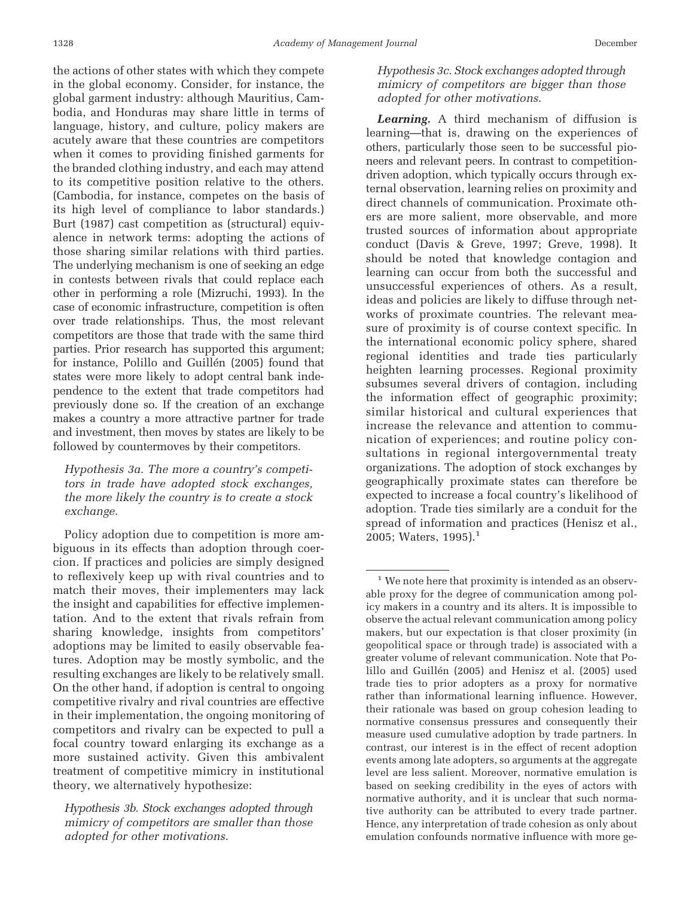the actions of other states with which they compete in the global economy. Consider, for instance, the global garment industry: although Mauritius, Cambodia, and Honduras may share little in terms of language, history, and culture, policy makers are acutely aware that these countries are competitors when it comes to providing finished garments for the branded clothing industry, and each may attend to its competitive position relative to the others. (Cambodia, for instance, competes on the basis of its high level of compliance to labor standards.) Burt (1987) cast competition as (structural) equivalence in network terms: adopting the actions of those sharing similar relations with third parties. The underlying mechanism is one of seeking an edge in contests between rivals that could replace each other in performing a role (Mizruchi, 1993). In the case of economic infrastructure, competition is often over trade relationships. Thus, the most relevant competitors are those that trade with the same third parties. Prior research has supported this argument; for instance, Polillo and Guillén (2005) found that states were more likely to adopt central bank independence to the extent that trade competitors had previously done so. If the creation of an exchange makes a country a more attractive partner for trade and investment, then moves by states are likely to be followed by countermoves by their competitors.

*Hypothesis 3a. The more a country's competitors in trade have adopted stock exchanges, the more likely the country is to create a stock exchange.*

Policy adoption due to competition is more ambiguous in its effects than adoption through coercion. If practices and policies are simply designed to reflexively keep up with rival countries and to match their moves, their implementers may lack the insight and capabilities for effective implementation. And to the extent that rivals refrain from sharing knowledge, insights from competitors' adoptions may be limited to easily observable features. Adoption may be mostly symbolic, and the resulting exchanges are likely to be relatively small. On the other hand, if adoption is central to ongoing competitive rivalry and rival countries are effective in their implementation, the ongoing monitoring of competitors and rivalry can be expected to pull a focal country toward enlarging its exchange as a more sustained activity. Given this ambivalent treatment of competitive mimicry in institutional theory, we alternatively hypothesize:

*Hypothesis 3b. Stock exchanges adopted through mimicry of competitors are smaller than those adopted for other motivations.*

*Hypothesis 3c. Stock exchanges adopted through mimicry of competitors are bigger than those adopted for other motivations.*

***Learning.*** A third mechanism of diffusion is learning—that is, drawing on the experiences of others, particularly those seen to be successful pioneers and relevant peers. In contrast to competition-driven adoption, which typically occurs through external observation, learning relies on proximity and direct channels of communication. Proximate others are more salient, more observable, and more trusted sources of information about appropriate conduct (Davis & Greve, 1997; Greve, 1998). It should be noted that knowledge contagion and learning can occur from both the successful and unsuccessful experiences of others. As a result, ideas and policies are likely to diffuse through networks of proximate countries. The relevant measure of proximity is of course context specific. In the international economic policy sphere, shared regional identities and trade ties particularly heighten learning processes. Regional proximity subsumes several drivers of contagion, including the information effect of geographic proximity; similar historical and cultural experiences that increase the relevance and attention to communication of experiences; and routine policy consultations in regional intergovernmental treaty organizations. The adoption of stock exchanges by geographically proximate states can therefore be expected to increase a focal country's likelihood of adoption. Trade ties similarly are a conduit for the spread of information and practices (Henisz et al., 2005; Waters, 1995).[1]

---

[1] We note here that proximity is intended as an observable proxy for the degree of communication among policy makers in a country and its alters. It is impossible to observe the actual relevant communication among policy makers, but our expectation is that closer proximity (in geopolitical space or through trade) is associated with a greater volume of relevant communication. Note that Polillo and Guillén (2005) and Henisz et al. (2005) used trade ties to prior adopters as a proxy for normative rather than informational learning influence. However, their rationale was based on group cohesion leading to normative consensus pressures and consequently their measure used cumulative adoption by trade partners. In contrast, our interest is in the effect of recent adoption events among late adopters, so arguments at the aggregate level are less salient. Moreover, normative emulation is based on seeking credibility in the eyes of actors with normative authority, and it is unclear that such normative authority can be attributed to every trade partner. Hence, any interpretation of trade cohesion as only about emulation confounds normative influence with more ge-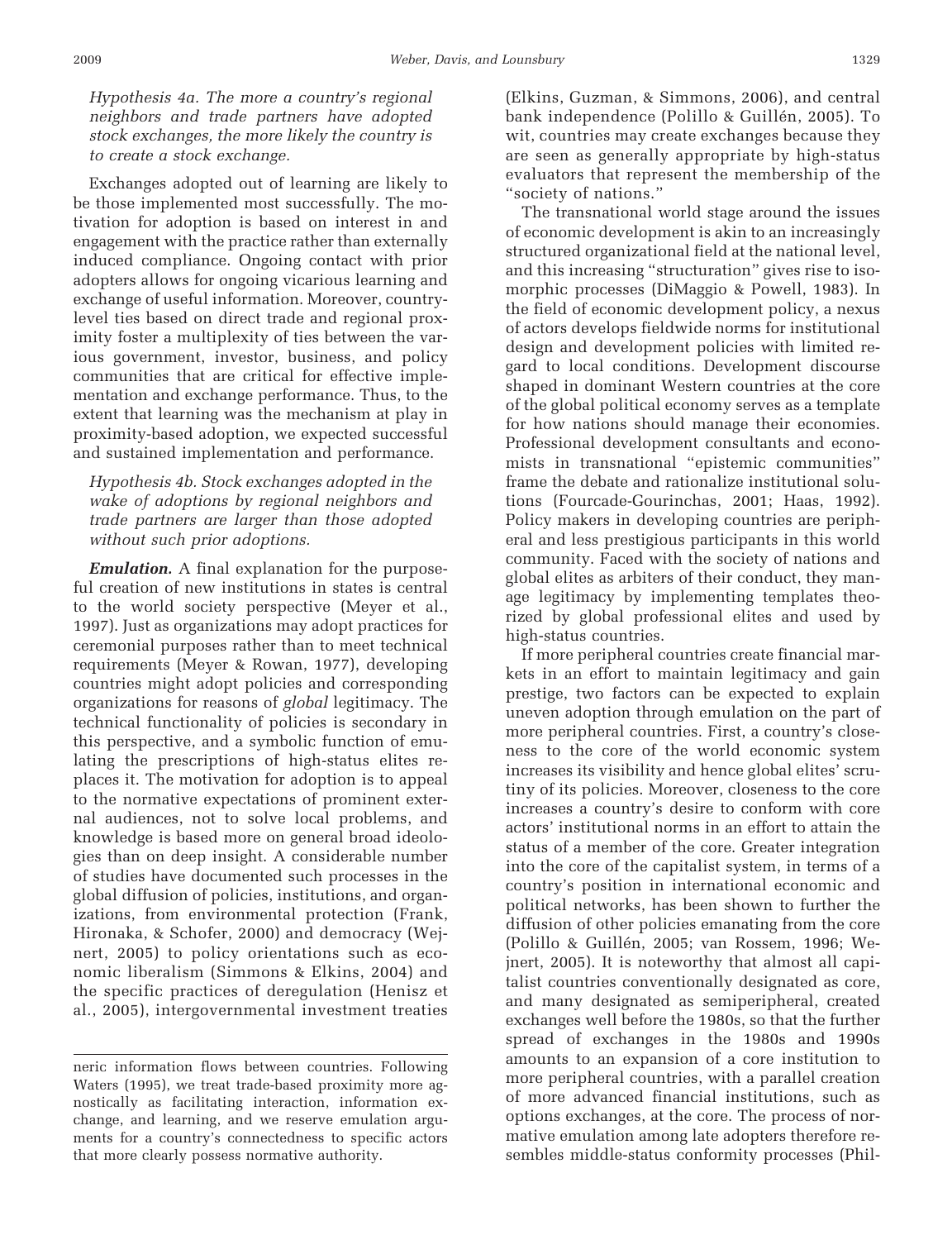*Hypothesis 4a. The more a country's regional neighbors and trade partners have adopted stock exchanges, the more likely the country is to create a stock exchange.*

Exchanges adopted out of learning are likely to be those implemented most successfully. The motivation for adoption is based on interest in and engagement with the practice rather than externally induced compliance. Ongoing contact with prior adopters allows for ongoing vicarious learning and exchange of useful information. Moreover, country-level ties based on direct trade and regional proximity foster a multiplexity of ties between the various government, investor, business, and policy communities that are critical for effective implementation and exchange performance. Thus, to the extent that learning was the mechanism at play in proximity-based adoption, we expected successful and sustained implementation and performance.

*Hypothesis 4b. Stock exchanges adopted in the wake of adoptions by regional neighbors and trade partners are larger than those adopted without such prior adoptions.*

***Emulation.*** A final explanation for the purposeful creation of new institutions in states is central to the world society perspective (Meyer et al., 1997). Just as organizations may adopt practices for ceremonial purposes rather than to meet technical requirements (Meyer & Rowan, 1977), developing countries might adopt policies and corresponding organizations for reasons of *global* legitimacy. The technical functionality of policies is secondary in this perspective, and a symbolic function of emulating the prescriptions of high-status elites replaces it. The motivation for adoption is to appeal to the normative expectations of prominent external audiences, not to solve local problems, and knowledge is based more on general broad ideologies than on deep insight. A considerable number of studies have documented such processes in the global diffusion of policies, institutions, and organizations, from environmental protection (Frank, Hironaka, & Schofer, 2000) and democracy (Wejnert, 2005) to policy orientations such as economic liberalism (Simmons & Elkins, 2004) and the specific practices of deregulation (Henisz et al., 2005), intergovernmental investment treaties (Elkins, Guzman, & Simmons, 2006), and central bank independence (Polillo & Guillén, 2005). To wit, countries may create exchanges because they are seen as generally appropriate by high-status evaluators that represent the membership of the "society of nations."

The transnational world stage around the issues of economic development is akin to an increasingly structured organizational field at the national level, and this increasing "structuration" gives rise to isomorphic processes (DiMaggio & Powell, 1983). In the field of economic development policy, a nexus of actors develops fieldwide norms for institutional design and development policies with limited regard to local conditions. Development discourse shaped in dominant Western countries at the core of the global political economy serves as a template for how nations should manage their economies. Professional development consultants and economists in transnational "epistemic communities" frame the debate and rationalize institutional solutions (Fourcade-Gourinchas, 2001; Haas, 1992). Policy makers in developing countries are peripheral and less prestigious participants in this world community. Faced with the society of nations and global elites as arbiters of their conduct, they manage legitimacy by implementing templates theorized by global professional elites and used by high-status countries.

If more peripheral countries create financial markets in an effort to maintain legitimacy and gain prestige, two factors can be expected to explain uneven adoption through emulation on the part of more peripheral countries. First, a country's closeness to the core of the world economic system increases its visibility and hence global elites' scrutiny of its policies. Moreover, closeness to the core increases a country's desire to conform with core actors' institutional norms in an effort to attain the status of a member of the core. Greater integration into the core of the capitalist system, in terms of a country's position in international economic and political networks, has been shown to further the diffusion of other policies emanating from the core (Polillo & Guillén, 2005; van Rossem, 1996; Wejnert, 2005). It is noteworthy that almost all capitalist countries conventionally designated as core, and many designated as semiperipheral, created exchanges well before the 1980s, so that the further spread of exchanges in the 1980s and 1990s amounts to an expansion of a core institution to more peripheral countries, with a parallel creation of more advanced financial institutions, such as options exchanges, at the core. The process of normative emulation among late adopters therefore resembles middle-status conformity processes (Phil-

neric information flows between countries. Following Waters (1995), we treat trade-based proximity more agnostically as facilitating interaction, information exchange, and learning, and we reserve emulation arguments for a country's connectedness to specific actors that more clearly possess normative authority.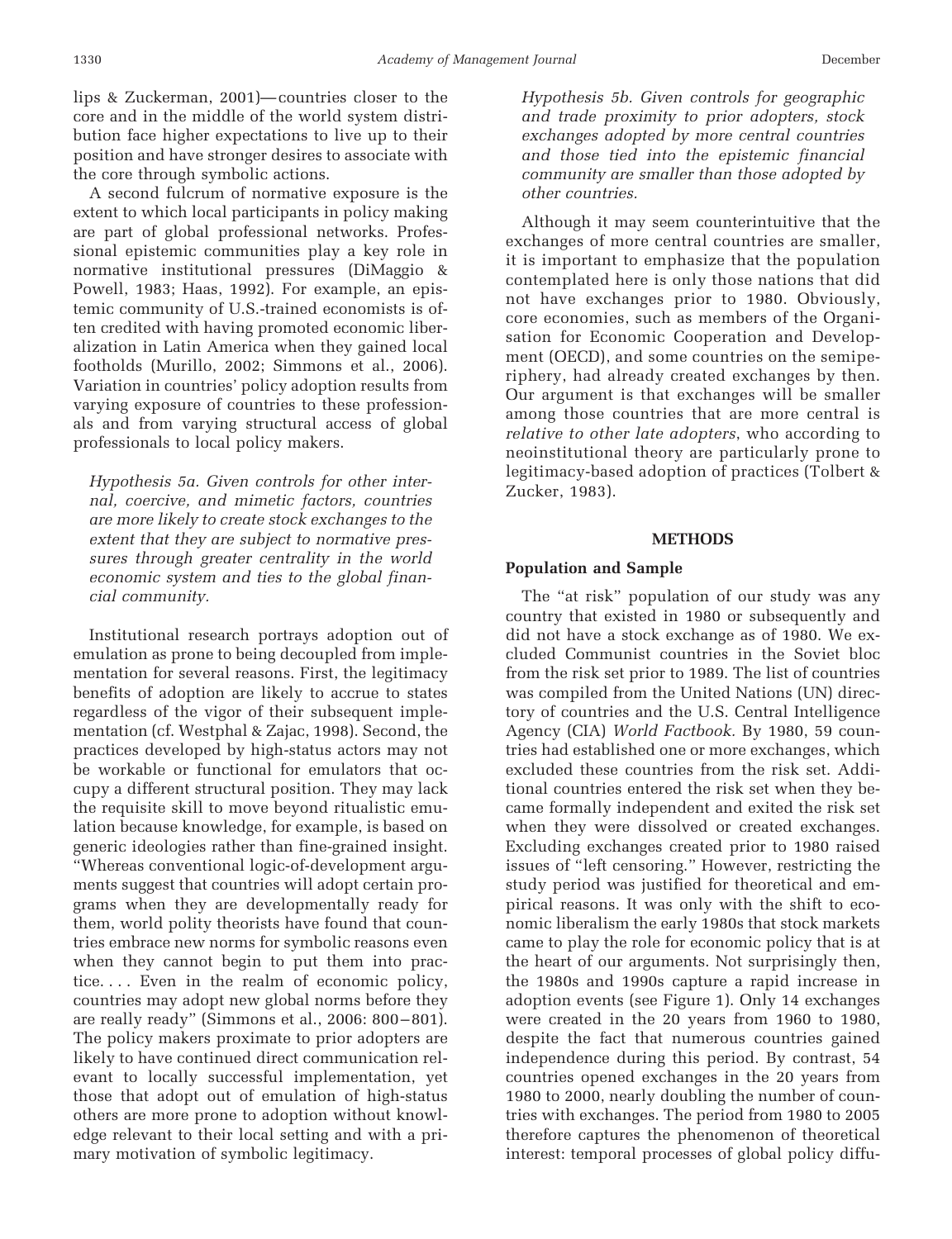lips & Zuckerman, 2001)—countries closer to the core and in the middle of the world system distribution face higher expectations to live up to their position and have stronger desires to associate with the core through symbolic actions.

A second fulcrum of normative exposure is the extent to which local participants in policy making are part of global professional networks. Professional epistemic communities play a key role in normative institutional pressures (DiMaggio & Powell, 1983; Haas, 1992). For example, an epistemic community of U.S.-trained economists is often credited with having promoted economic liberalization in Latin America when they gained local footholds (Murillo, 2002; Simmons et al., 2006). Variation in countries' policy adoption results from varying exposure of countries to these professionals and from varying structural access of global professionals to local policy makers.

*Hypothesis 5a. Given controls for other internal, coercive, and mimetic factors, countries are more likely to create stock exchanges to the extent that they are subject to normative pressures through greater centrality in the world economic system and ties to the global financial community.*

Institutional research portrays adoption out of emulation as prone to being decoupled from implementation for several reasons. First, the legitimacy benefits of adoption are likely to accrue to states regardless of the vigor of their subsequent implementation (cf. Westphal & Zajac, 1998). Second, the practices developed by high-status actors may not be workable or functional for emulators that occupy a different structural position. They may lack the requisite skill to move beyond ritualistic emulation because knowledge, for example, is based on generic ideologies rather than fine-grained insight. "Whereas conventional logic-of-development arguments suggest that countries will adopt certain programs when they are developmentally ready for them, world polity theorists have found that countries embrace new norms for symbolic reasons even when they cannot begin to put them into practice. . . . Even in the realm of economic policy, countries may adopt new global norms before they are really ready" (Simmons et al., 2006: 800–801). The policy makers proximate to prior adopters are likely to have continued direct communication relevant to locally successful implementation, yet those that adopt out of emulation of high-status others are more prone to adoption without knowledge relevant to their local setting and with a primary motivation of symbolic legitimacy.

*Hypothesis 5b. Given controls for geographic and trade proximity to prior adopters, stock exchanges adopted by more central countries and those tied into the epistemic financial community are smaller than those adopted by other countries.*

Although it may seem counterintuitive that the exchanges of more central countries are smaller, it is important to emphasize that the population contemplated here is only those nations that did not have exchanges prior to 1980. Obviously, core economies, such as members of the Organisation for Economic Cooperation and Development (OECD), and some countries on the semiperiphery, had already created exchanges by then. Our argument is that exchanges will be smaller among those countries that are more central is *relative to other late adopters*, who according to neoinstitutional theory are particularly prone to legitimacy-based adoption of practices (Tolbert & Zucker, 1983).

## METHODS

### Population and Sample

The "at risk" population of our study was any country that existed in 1980 or subsequently and did not have a stock exchange as of 1980. We excluded Communist countries in the Soviet bloc from the risk set prior to 1989. The list of countries was compiled from the United Nations (UN) directory of countries and the U.S. Central Intelligence Agency (CIA) *World Factbook.* By 1980, 59 countries had established one or more exchanges, which excluded these countries from the risk set. Additional countries entered the risk set when they became formally independent and exited the risk set when they were dissolved or created exchanges. Excluding exchanges created prior to 1980 raised issues of "left censoring." However, restricting the study period was justified for theoretical and empirical reasons. It was only with the shift to economic liberalism the early 1980s that stock markets came to play the role for economic policy that is at the heart of our arguments. Not surprisingly then, the 1980s and 1990s capture a rapid increase in adoption events (see Figure 1). Only 14 exchanges were created in the 20 years from 1960 to 1980, despite the fact that numerous countries gained independence during this period. By contrast, 54 countries opened exchanges in the 20 years from 1980 to 2000, nearly doubling the number of countries with exchanges. The period from 1980 to 2005 therefore captures the phenomenon of theoretical interest: temporal processes of global policy diffu-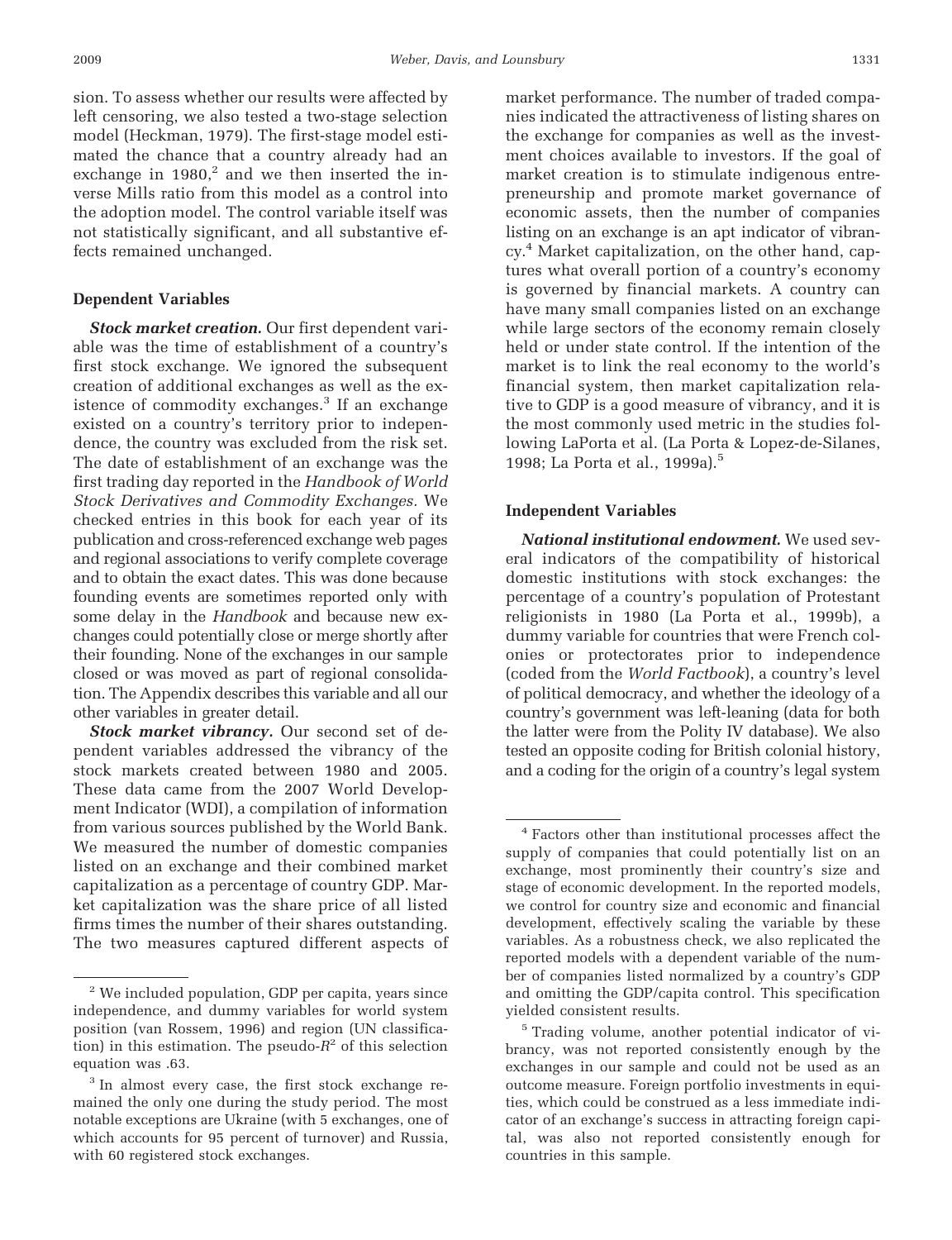sion. To assess whether our results were affected by left censoring, we also tested a two-stage selection model (Heckman, 1979). The first-stage model estimated the chance that a country already had an exchange in 1980,[2] and we then inserted the inverse Mills ratio from this model as a control into the adoption model. The control variable itself was not statistically significant, and all substantive effects remained unchanged.

### Dependent Variables

***Stock market creation.*** Our first dependent variable was the time of establishment of a country's first stock exchange. We ignored the subsequent creation of additional exchanges as well as the existence of commodity exchanges.[3] If an exchange existed on a country's territory prior to independence, the country was excluded from the risk set. The date of establishment of an exchange was the first trading day reported in the *Handbook of World Stock Derivatives and Commodity Exchanges.* We checked entries in this book for each year of its publication and cross-referenced exchange web pages and regional associations to verify complete coverage and to obtain the exact dates. This was done because founding events are sometimes reported only with some delay in the *Handbook* and because new exchanges could potentially close or merge shortly after their founding. None of the exchanges in our sample closed or was moved as part of regional consolidation. The Appendix describes this variable and all our other variables in greater detail.

***Stock market vibrancy.*** Our second set of dependent variables addressed the vibrancy of the stock markets created between 1980 and 2005. These data came from the 2007 World Development Indicator (WDI), a compilation of information from various sources published by the World Bank. We measured the number of domestic companies listed on an exchange and their combined market capitalization as a percentage of country GDP. Market capitalization was the share price of all listed firms times the number of their shares outstanding. The two measures captured different aspects of market performance. The number of traded companies indicated the attractiveness of listing shares on the exchange for companies as well as the investment choices available to investors. If the goal of market creation is to stimulate indigenous entrepreneurship and promote market governance of economic assets, then the number of companies listing on an exchange is an apt indicator of vibrancy.[4] Market capitalization, on the other hand, captures what overall portion of a country's economy is governed by financial markets. A country can have many small companies listed on an exchange while large sectors of the economy remain closely held or under state control. If the intention of the market is to link the real economy to the world's financial system, then market capitalization relative to GDP is a good measure of vibrancy, and it is the most commonly used metric in the studies following LaPorta et al. (La Porta & Lopez-de-Silanes, 1998; La Porta et al., 1999a).[5]

### Independent Variables

***National institutional endowment.*** We used several indicators of the compatibility of historical domestic institutions with stock exchanges: the percentage of a country's population of Protestant religionists in 1980 (La Porta et al., 1999b), a dummy variable for countries that were French colonies or protectorates prior to independence (coded from the *World Factbook*), a country's level of political democracy, and whether the ideology of a country's government was left-leaning (data for both the latter were from the Polity IV database). We also tested an opposite coding for British colonial history, and a coding for the origin of a country's legal system

---

[2] We included population, GDP per capita, years since independence, and dummy variables for world system position (van Rossem, 1996) and region (UN classification) in this estimation. The pseudo-$R^2$ of this selection equation was .63.

[3] In almost every case, the first stock exchange remained the only one during the study period. The most notable exceptions are Ukraine (with 5 exchanges, one of which accounts for 95 percent of turnover) and Russia, with 60 registered stock exchanges.

[4] Factors other than institutional processes affect the supply of companies that could potentially list on an exchange, most prominently their country's size and stage of economic development. In the reported models, we control for country size and economic and financial development, effectively scaling the variable by these variables. As a robustness check, we also replicated the reported models with a dependent variable of the number of companies listed normalized by a country's GDP and omitting the GDP/capita control. This specification yielded consistent results.

[5] Trading volume, another potential indicator of vibrancy, was not reported consistently enough by the exchanges in our sample and could not be used as an outcome measure. Foreign portfolio investments in equities, which could be construed as a less immediate indicator of an exchange's success in attracting foreign capital, was also not reported consistently enough for countries in this sample.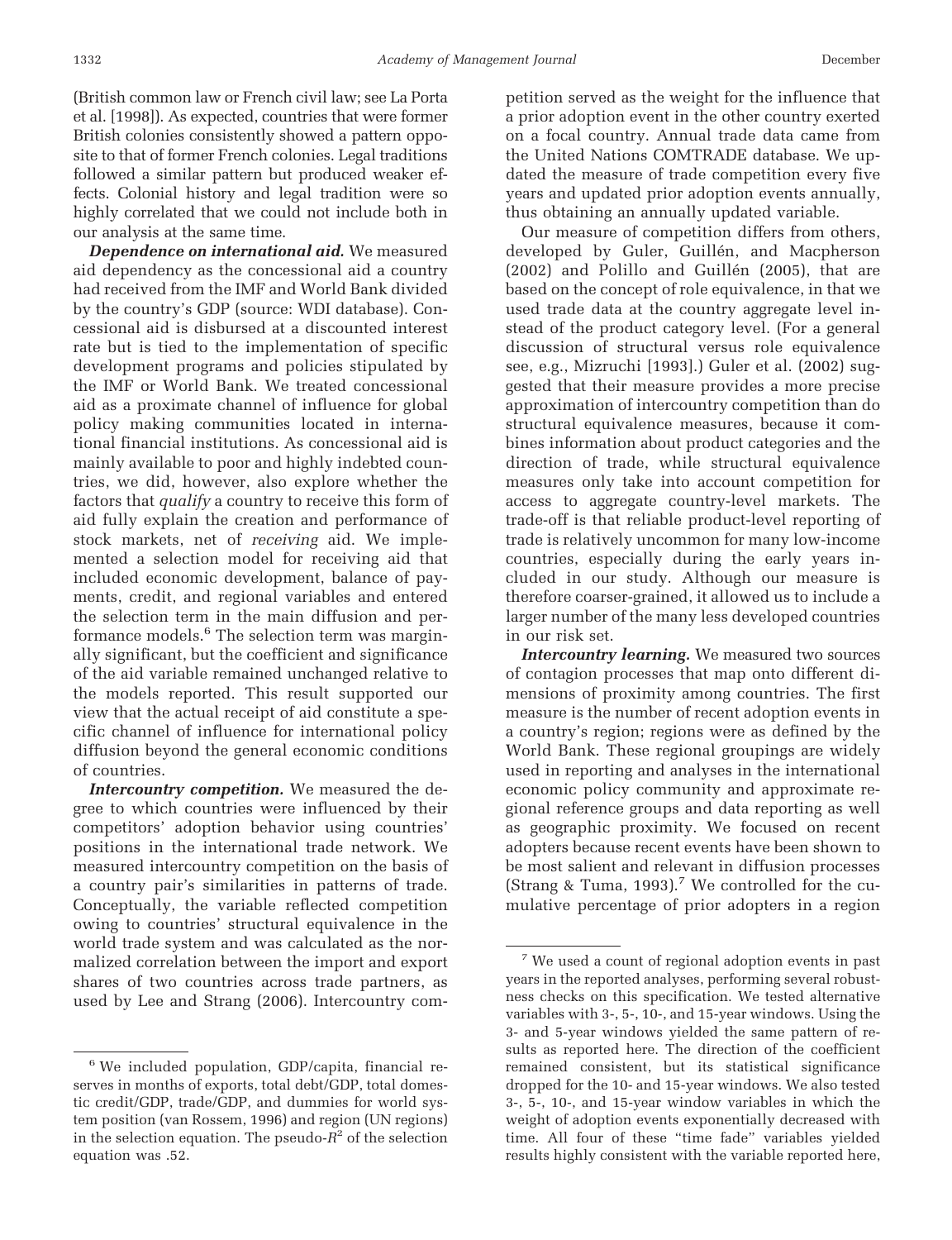(British common law or French civil law; see La Porta et al. [1998]). As expected, countries that were former British colonies consistently showed a pattern opposite to that of former French colonies. Legal traditions followed a similar pattern but produced weaker effects. Colonial history and legal tradition were so highly correlated that we could not include both in our analysis at the same time.

***Dependence on international aid.*** We measured aid dependency as the concessional aid a country had received from the IMF and World Bank divided by the country's GDP (source: WDI database). Concessional aid is disbursed at a discounted interest rate but is tied to the implementation of specific development programs and policies stipulated by the IMF or World Bank. We treated concessional aid as a proximate channel of influence for global policy making communities located in international financial institutions. As concessional aid is mainly available to poor and highly indebted countries, we did, however, also explore whether the factors that *qualify* a country to receive this form of aid fully explain the creation and performance of stock markets, net of *receiving* aid. We implemented a selection model for receiving aid that included economic development, balance of payments, credit, and regional variables and entered the selection term in the main diffusion and performance models.[6] The selection term was marginally significant, but the coefficient and significance of the aid variable remained unchanged relative to the models reported. This result supported our view that the actual receipt of aid constitute a specific channel of influence for international policy diffusion beyond the general economic conditions of countries.

***Intercountry competition.*** We measured the degree to which countries were influenced by their competitors' adoption behavior using countries' positions in the international trade network. We measured intercountry competition on the basis of a country pair's similarities in patterns of trade. Conceptually, the variable reflected competition owing to countries' structural equivalence in the world trade system and was calculated as the normalized correlation between the import and export shares of two countries across trade partners, as used by Lee and Strang (2006). Intercountry competition served as the weight for the influence that a prior adoption event in the other country exerted on a focal country. Annual trade data came from the United Nations COMTRADE database. We updated the measure of trade competition every five years and updated prior adoption events annually, thus obtaining an annually updated variable.

Our measure of competition differs from others, developed by Guler, Guillén, and Macpherson (2002) and Polillo and Guillén (2005), that are based on the concept of role equivalence, in that we used trade data at the country aggregate level instead of the product category level. (For a general discussion of structural versus role equivalence see, e.g., Mizruchi [1993].) Guler et al. (2002) suggested that their measure provides a more precise approximation of intercountry competition than do structural equivalence measures, because it combines information about product categories and the direction of trade, while structural equivalence measures only take into account competition for access to aggregate country-level markets. The trade-off is that reliable product-level reporting of trade is relatively uncommon for many low-income countries, especially during the early years included in our study. Although our measure is therefore coarser-grained, it allowed us to include a larger number of the many less developed countries in our risk set.

***Intercountry learning.*** We measured two sources of contagion processes that map onto different dimensions of proximity among countries. The first measure is the number of recent adoption events in a country's region; regions were as defined by the World Bank. These regional groupings are widely used in reporting and analyses in the international economic policy community and approximate regional reference groups and data reporting as well as geographic proximity. We focused on recent adopters because recent events have been shown to be most salient and relevant in diffusion processes (Strang & Tuma, 1993).[7] We controlled for the cumulative percentage of prior adopters in a region

---

[6] We included population, GDP/capita, financial reserves in months of exports, total debt/GDP, total domestic credit/GDP, trade/GDP, and dummies for world system position (van Rossem, 1996) and region (UN regions) in the selection equation. The pseudo-$R^2$ of the selection equation was .52.

[7] We used a count of regional adoption events in past years in the reported analyses, performing several robustness checks on this specification. We tested alternative variables with 3-, 5-, 10-, and 15-year windows. Using the 3- and 5-year windows yielded the same pattern of results as reported here. The direction of the coefficient remained consistent, but its statistical significance dropped for the 10- and 15-year windows. We also tested 3-, 5-, 10-, and 15-year window variables in which the weight of adoption events exponentially decreased with time. All four of these "time fade" variables yielded results highly consistent with the variable reported here,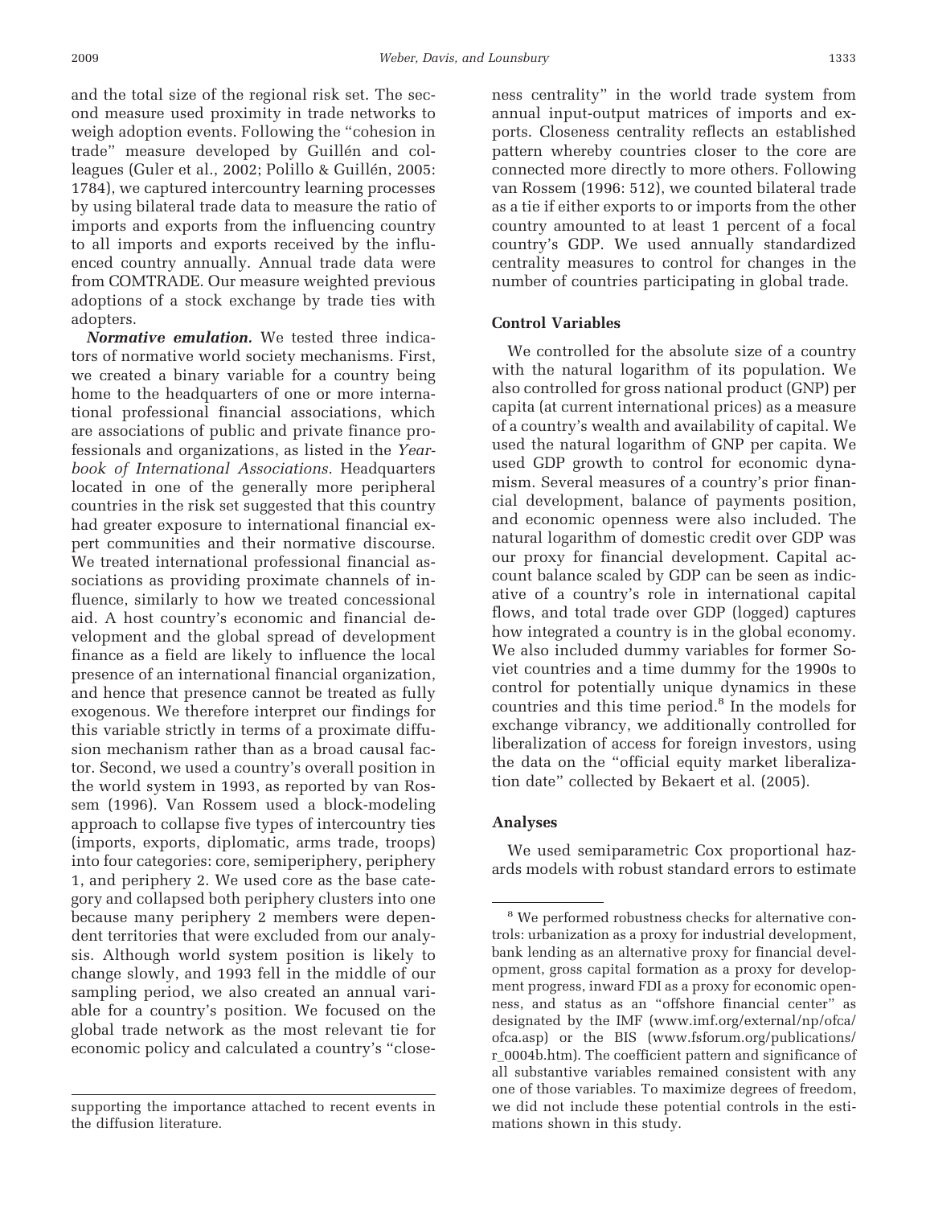and the total size of the regional risk set. The second measure used proximity in trade networks to weigh adoption events. Following the "cohesion in trade" measure developed by Guillén and colleagues (Guler et al., 2002; Polillo & Guillén, 2005: 1784), we captured intercountry learning processes by using bilateral trade data to measure the ratio of imports and exports from the influencing country to all imports and exports received by the influenced country annually. Annual trade data were from COMTRADE. Our measure weighted previous adoptions of a stock exchange by trade ties with adopters.

***Normative emulation.*** We tested three indicators of normative world society mechanisms. First, we created a binary variable for a country being home to the headquarters of one or more international professional financial associations, which are associations of public and private finance professionals and organizations, as listed in the *Yearbook of International Associations.* Headquarters located in one of the generally more peripheral countries in the risk set suggested that this country had greater exposure to international financial expert communities and their normative discourse. We treated international professional financial associations as providing proximate channels of influence, similarly to how we treated concessional aid. A host country's economic and financial development and the global spread of development finance as a field are likely to influence the local presence of an international financial organization, and hence that presence cannot be treated as fully exogenous. We therefore interpret our findings for this variable strictly in terms of a proximate diffusion mechanism rather than as a broad causal factor. Second, we used a country's overall position in the world system in 1993, as reported by van Rossem (1996). Van Rossem used a block-modeling approach to collapse five types of intercountry ties (imports, exports, diplomatic, arms trade, troops) into four categories: core, semiperiphery, periphery 1, and periphery 2. We used core as the base category and collapsed both periphery clusters into one because many periphery 2 members were dependent territories that were excluded from our analysis. Although world system position is likely to change slowly, and 1993 fell in the middle of our sampling period, we also created an annual variable for a country's position. We focused on the global trade network as the most relevant tie for economic policy and calculated a country's "closeness centrality" in the world trade system from annual input-output matrices of imports and exports. Closeness centrality reflects an established pattern whereby countries closer to the core are connected more directly to more others. Following van Rossem (1996: 512), we counted bilateral trade as a tie if either exports to or imports from the other country amounted to at least 1 percent of a focal country's GDP. We used annually standardized centrality measures to control for changes in the number of countries participating in global trade.

### Control Variables

We controlled for the absolute size of a country with the natural logarithm of its population. We also controlled for gross national product (GNP) per capita (at current international prices) as a measure of a country's wealth and availability of capital. We used the natural logarithm of GNP per capita. We used GDP growth to control for economic dynamism. Several measures of a country's prior financial development, balance of payments position, and economic openness were also included. The natural logarithm of domestic credit over GDP was our proxy for financial development. Capital account balance scaled by GDP can be seen as indicative of a country's role in international capital flows, and total trade over GDP (logged) captures how integrated a country is in the global economy. We also included dummy variables for former Soviet countries and a time dummy for the 1990s to control for potentially unique dynamics in these countries and this time period.[8] In the models for exchange vibrancy, we additionally controlled for liberalization of access for foreign investors, using the data on the "official equity market liberalization date" collected by Bekaert et al. (2005).

### Analyses

We used semiparametric Cox proportional hazards models with robust standard errors to estimate

---

supporting the importance attached to recent events in the diffusion literature.

[8] We performed robustness checks for alternative controls: urbanization as a proxy for industrial development, bank lending as an alternative proxy for financial development, gross capital formation as a proxy for development progress, inward FDI as a proxy for economic openness, and status as an "offshore financial center" as designated by the IMF (www.imf.org/external/np/ofca/ofca.asp) or the BIS (www.fsforum.org/publications/r_0004b.htm). The coefficient pattern and significance of all substantive variables remained consistent with any one of those variables. To maximize degrees of freedom, we did not include these potential controls in the estimations shown in this study.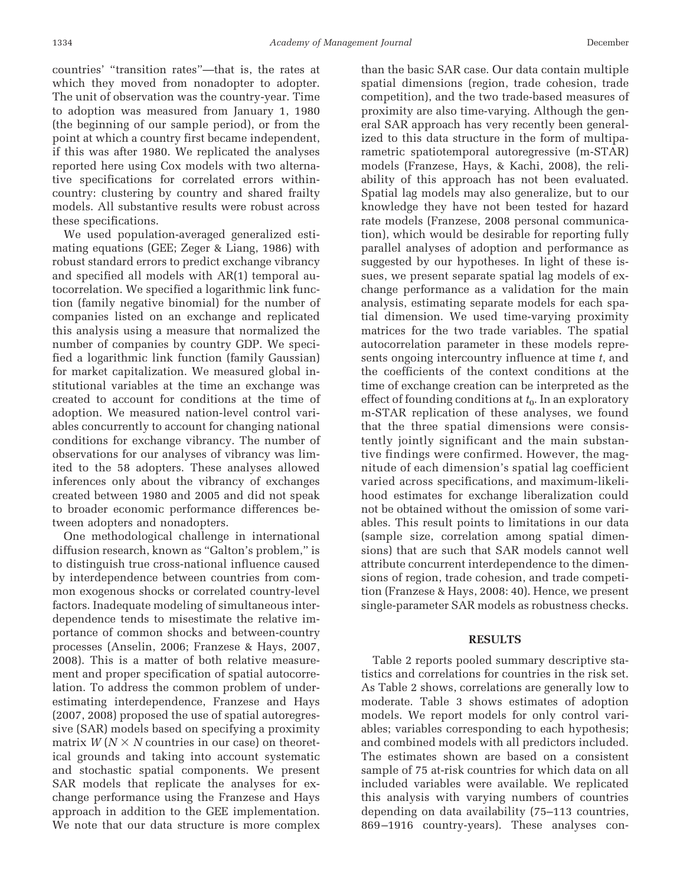countries' "transition rates"—that is, the rates at which they moved from nonadopter to adopter. The unit of observation was the country-year. Time to adoption was measured from January 1, 1980 (the beginning of our sample period), or from the point at which a country first became independent, if this was after 1980. We replicated the analyses reported here using Cox models with two alternative specifications for correlated errors within-country: clustering by country and shared frailty models. All substantive results were robust across these specifications.

We used population-averaged generalized estimating equations (GEE; Zeger & Liang, 1986) with robust standard errors to predict exchange vibrancy and specified all models with AR(1) temporal autocorrelation. We specified a logarithmic link function (family negative binomial) for the number of companies listed on an exchange and replicated this analysis using a measure that normalized the number of companies by country GDP. We specified a logarithmic link function (family Gaussian) for market capitalization. We measured global institutional variables at the time an exchange was created to account for conditions at the time of adoption. We measured nation-level control variables concurrently to account for changing national conditions for exchange vibrancy. The number of observations for our analyses of vibrancy was limited to the 58 adopters. These analyses allowed inferences only about the vibrancy of exchanges created between 1980 and 2005 and did not speak to broader economic performance differences between adopters and nonadopters.

One methodological challenge in international diffusion research, known as "Galton's problem," is to distinguish true cross-national influence caused by interdependence between countries from common exogenous shocks or correlated country-level factors. Inadequate modeling of simultaneous interdependence tends to misestimate the relative importance of common shocks and between-country processes (Anselin, 2006; Franzese & Hays, 2007, 2008). This is a matter of both relative measurement and proper specification of spatial autocorrelation. To address the common problem of underestimating interdependence, Franzese and Hays (2007, 2008) proposed the use of spatial autoregressive (SAR) models based on specifying a proximity matrix $W$ ($N \times N$ countries in our case) on theoretical grounds and taking into account systematic and stochastic spatial components. We present SAR models that replicate the analyses for exchange performance using the Franzese and Hays approach in addition to the GEE implementation. We note that our data structure is more complex than the basic SAR case. Our data contain multiple spatial dimensions (region, trade cohesion, trade competition), and the two trade-based measures of proximity are also time-varying. Although the general SAR approach has very recently been generalized to this data structure in the form of multiparametric spatiotemporal autoregressive (m-STAR) models (Franzese, Hays, & Kachi, 2008), the reliability of this approach has not been evaluated. Spatial lag models may also generalize, but to our knowledge they have not been tested for hazard rate models (Franzese, 2008 personal communication), which would be desirable for reporting fully parallel analyses of adoption and performance as suggested by our hypotheses. In light of these issues, we present separate spatial lag models of exchange performance as a validation for the main analysis, estimating separate models for each spatial dimension. We used time-varying proximity matrices for the two trade variables. The spatial autocorrelation parameter in these models represents ongoing intercountry influence at time $t$, and the coefficients of the context conditions at the time of exchange creation can be interpreted as the effect of founding conditions at $t_0$. In an exploratory m-STAR replication of these analyses, we found that the three spatial dimensions were consistently jointly significant and the main substantive findings were confirmed. However, the magnitude of each dimension's spatial lag coefficient varied across specifications, and maximum-likelihood estimates for exchange liberalization could not be obtained without the omission of some variables. This result points to limitations in our data (sample size, correlation among spatial dimensions) that are such that SAR models cannot well attribute concurrent interdependence to the dimensions of region, trade cohesion, and trade competition (Franzese & Hays, 2008: 40). Hence, we present single-parameter SAR models as robustness checks.

## RESULTS

Table 2 reports pooled summary descriptive statistics and correlations for countries in the risk set. As Table 2 shows, correlations are generally low to moderate. Table 3 shows estimates of adoption models. We report models for only control variables; variables corresponding to each hypothesis; and combined models with all predictors included. The estimates shown are based on a consistent sample of 75 at-risk countries for which data on all included variables were available. We replicated this analysis with varying numbers of countries depending on data availability (75–113 countries, 869–1916 country-years). These analyses con-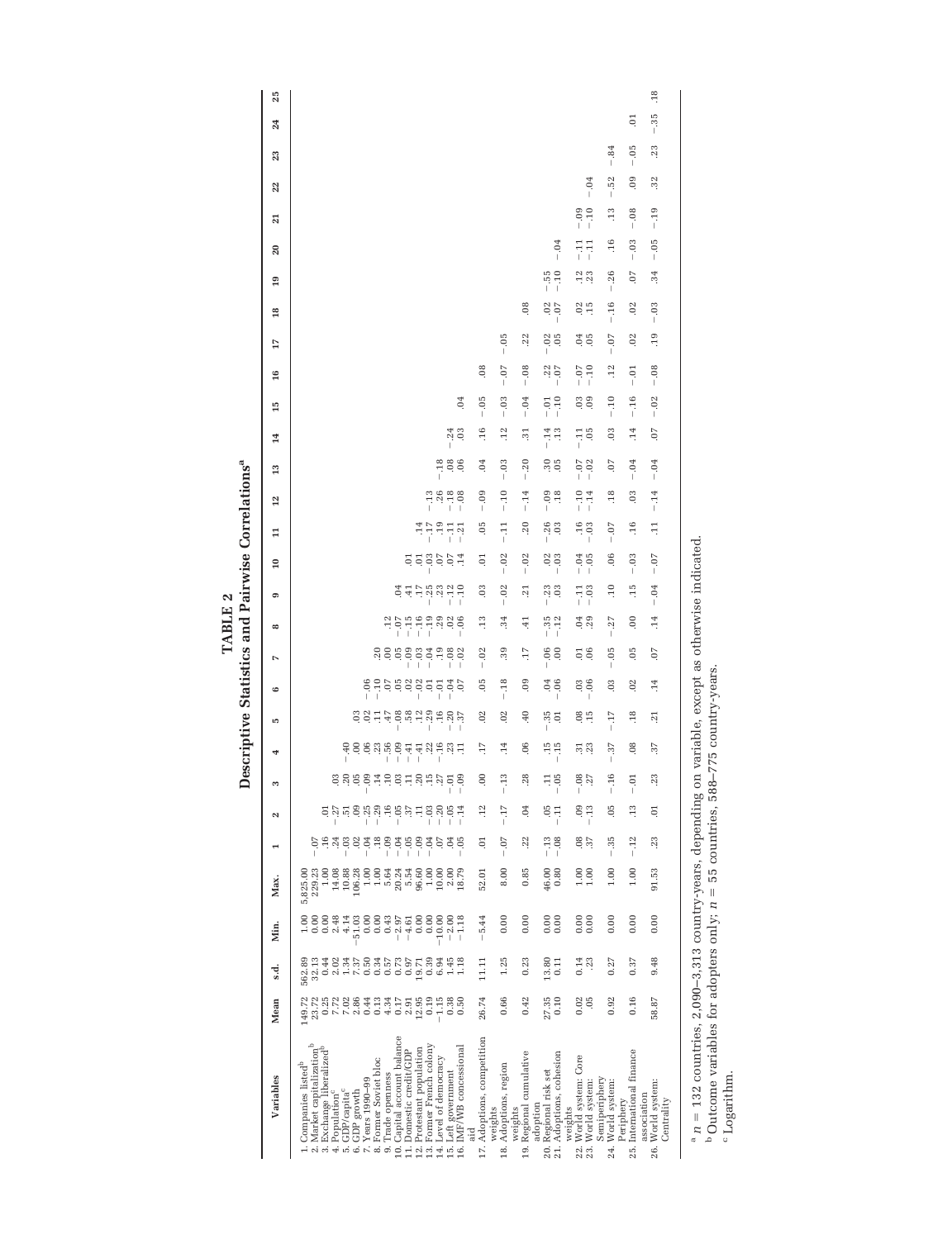## TABLE 2
## Descriptive Statistics and Pairwise Correlations[a]

| Variables | Mean | s.d. | Min. | Max. | 1 | 2 | 3 | 4 | 5 | 6 | 7 | 8 | 9 | 10 | 11 | 12 | 13 | 14 | 15 | 16 | 17 | 18 | 19 | 20 | 21 | 22 | 23 | 24 | 25 |
|---|---|---|---|---|---|---|---|---|---|---|---|---|---|---|---|---|---|---|---|---|---|---|---|---|---|---|---|---|---|
| 1. Companies listed[b] | 149.72 | 562.89 | 1.00 | 5,825.00 | | | | | | | | | | | | | | | | | | | | | | | | | |
| 2. Market capitalization[b] | 23.72 | 32.13 | 0.00 | 229.23 | −.07 | | | | | | | | | | | | | | | | | | | | | | | | |
| 3. Exchange liberalized[b] | 0.25 | 0.44 | 0.00 | 1.00 | .16 | .01 | | | | | | | | | | | | | | | | | | | | | | | |
| 4. Population[c] | 7.72 | 2.02 | 2.48 | 14.08 | .24 | −.27 | .03 | | | | | | | | | | | | | | | | | | | | | | |
| 5. GDP/capita[c] | 7.02 | 1.34 | 4.14 | 10.88 | .33 | .51 | .20 | −.40 | | | | | | | | | | | | | | | | | | | | | |
| 6. GDP growth | 2.86 | 7.37 | −51.03 | 106.28 | .02 | .09 | .05 | .00 | .03 | | | | | | | | | | | | | | | | | | | | |
| 7. Years 1990–99 | 0.44 | 0.50 | 0.00 | 1.00 | −.04 | −.25 | −.09 | .06 | .02 | −.06 | | | | | | | | | | | | | | | | | | | |
| 8. Former Soviet bloc | 0.13 | 0.34 | 0.00 | 1.00 | .18 | −.29 | .14 | .23 | .11 | −.10 | .20 | | | | | | | | | | | | | | | | | | |
| 9. Trade openness | 4.34 | 0.57 | 0.43 | 5.64 | −.04 | .16 | .10 | −.56 | .47 | .07 | .00 | .12 | | | | | | | | | | | | | | | | | |
| 10. Capital account balance | 0.17 | 0.73 | −2.97 | 20.24 | −.04 | −.05 | .03 | −.09 | −.08 | .05 | .05 | −.07 | .04 | | | | | | | | | | | | | | | | |
| 11. Domestic credit/GDP | 2.91 | 0.97 | −4.61 | 5.54 | −.05 | .37 | .11 | −.41 | .58 | .02 | −.09 | −.15 | .41 | .01 | | | | | | | | | | | | | | | |
| 12. Protestant population | 12.95 | 19.71 | 0.00 | 96.60 | −.09 | .11 | .20 | −.41 | .12 | −.02 | −.03 | −.16 | .17 | .01 | .14 | | | | | | | | | | | | | | |
| 13. Former French colony | 0.19 | 0.39 | 0.00 | 1.00 | −.04 | −.03 | .15 | .22 | −.29 | .01 | −.04 | −.19 | −.25 | −.03 | −.17 | −.13 | | | | | | | | | | | | | |
| 14. Level of democracy | −1.15 | 6.94 | −10.00 | 10.00 | .07 | −.20 | .27 | −.16 | .16 | −.01 | .19 | −.29 | .23 | .07 | .19 | .26 | −.18 | | | | | | | | | | | | |
| 15. Left government | 0.38 | 1.45 | −2.00 | 2.00 | .04 | −.05 | −.01 | .23 | −.20 | −.04 | −.08 | .02 | −.12 | .07 | −.11 | −.18 | .08 | −.24 | | | | | | | | | | | |
| 16. IMF/WB concessional aid | 0.50 | 1.18 | −1.18 | 18.79 | .05 | −.14 | −.09 | .11 | −.37 | .07 | −.02 | −.06 | −.10 | .14 | −.21 | −.08 | .06 | .03 | .04 | | | | | | | | | | |
| 17. Adoptions, competition weights | 26.74 | 11.11 | −5.44 | 52.01 | .01 | .12 | .00 | .17 | .02 | .05 | −.02 | .13 | .03 | .01 | .05 | −.09 | .04 | .16 | −.05 | .08 | | | | | | | | | |
| 18. Adoptions, region weights | 0.66 | 1.25 | 0.00 | 8.00 | −.07 | −.17 | −.13 | .14 | .02 | −.18 | .39 | .34 | −.02 | −.02 | −.11 | −.10 | −.03 | .12 | −.03 | −.07 | −.05 | | | | | | | | |
| 19. Regional cumulative adoption | 0.42 | 0.23 | 0.00 | 0.85 | .22 | .04 | .28 | .06 | .40 | .09 | .17 | .41 | .21 | −.02 | .20 | −.14 | −.20 | .31 | −.04 | −.08 | .22 | .08 | | | | | | | |
| 20. Regional risk set | 27.35 | 13.80 | 0.00 | 46.00 | −.13 | .05 | .11 | .15 | −.35 | .04 | −.06 | −.35 | −.23 | .02 | −.26 | −.09 | .30 | −.14 | −.01 | .22 | −.02 | .02 | −.55 | | | | | | |
| 21. Adoptions, cohesion weights | 0.10 | 0.11 | 0.00 | 0.80 | −.08 | −.11 | −.05 | −.15 | .01 | −.06 | .00 | −.12 | .03 | −.03 | .03 | .18 | .05 | .13 | −.10 | −.07 | .05 | −.07 | −.10 | −.04 | | | | | |
| 22. World system: Core | 0.02 | 0.14 | 0.00 | 1.00 | .08 | .09 | −.08 | .31 | .08 | .03 | .01 | .04 | −.11 | −.04 | .16 | −.10 | −.07 | −.11 | .03 | −.07 | .04 | .02 | .12 | −.11 | −.09 | | | | |
| 23. World system: Semiperiphery | .05 | .23 | 0.00 | 1.00 | .37 | −.13 | .27 | .23 | .15 | −.06 | .06 | .29 | −.03 | −.05 | −.03 | −.14 | −.02 | .05 | .09 | −.10 | .05 | .15 | .23 | −.11 | −.10 | −.04 | | | |
| 24. World system: Periphery | 0.92 | 0.27 | 0.00 | 1.00 | −.35 | .05 | −.16 | −.37 | −.17 | .03 | −.05 | −.27 | .10 | .06 | −.07 | .18 | .07 | .03 | −.10 | .12 | −.07 | −.16 | −.26 | .16 | .13 | −.52 | −.84 | | |
| 25. International finance association | 0.16 | 0.37 | 0.00 | 1.00 | −.12 | .13 | −.01 | .08 | .18 | .02 | .05 | .00 | .15 | −.03 | .16 | .03 | −.04 | .14 | −.16 | −.01 | .02 | .02 | .07 | −.03 | −.08 | .09 | −.05 | .01 | |
| 26. World system: Centrality | 58.87 | 9.48 | 0.00 | 91.53 | .23 | .01 | .23 | .37 | .21 | .14 | .07 | .14 | −.04 | −.07 | .11 | −.14 | −.04 | .07 | −.02 | −.08 | .19 | −.03 | .34 | −.05 | −.19 | .32 | .23 | −.35 | .18 |

[a] $n$ = 132 countries, 2,090–3,313 country-years, depending on variable, except as otherwise indicated.

[b] Outcome variables for adopters only; $n$ = 55 countries, 588–775 country-years.

[c] Logarithm.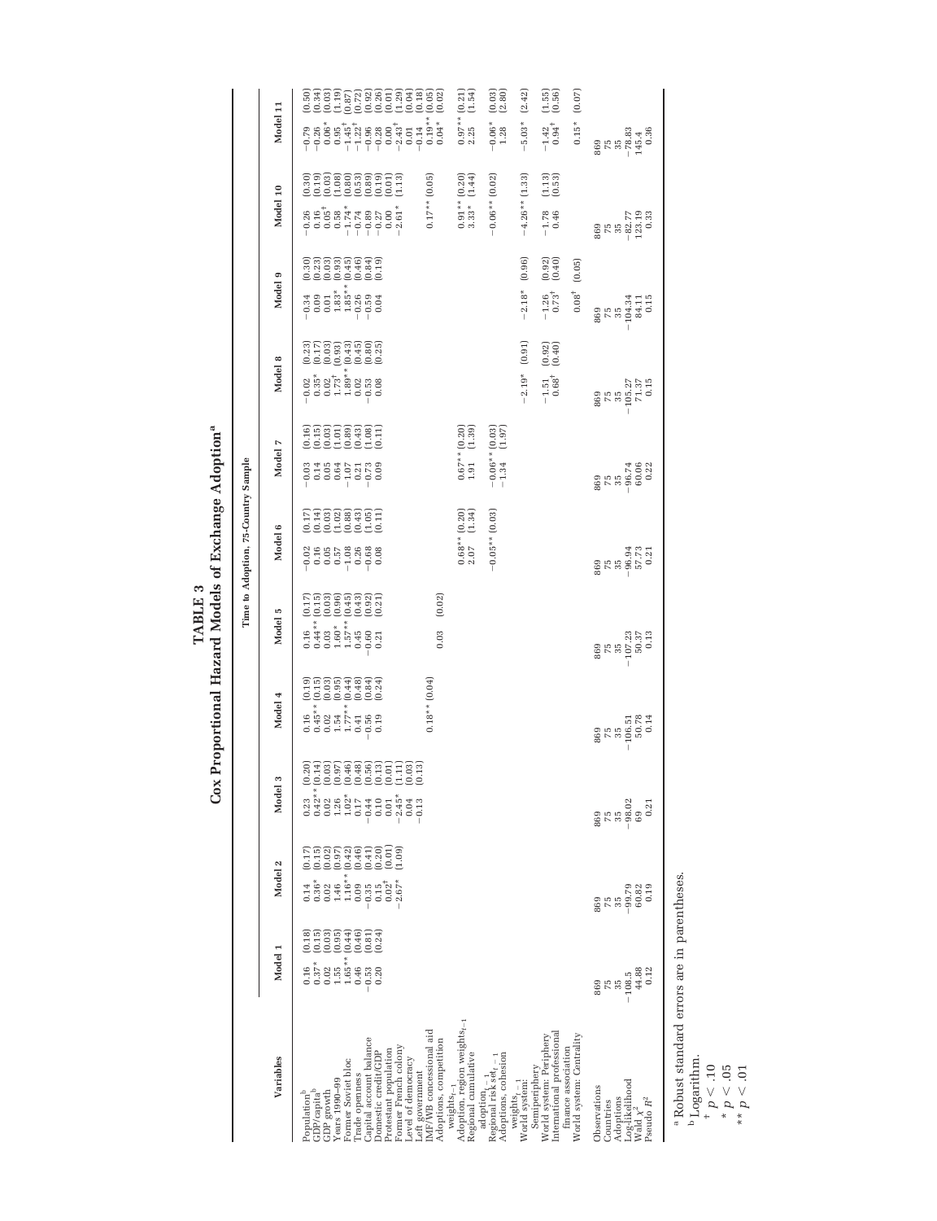# TABLE 3

## Cox Proportional Hazard Models of Exchange Adoption[a]

Time to Adoption, 75-Country Sample

| Variables | Model 1 | Model 2 | Model 3 | Model 4 | Model 5 | Model 6 | Model 7 | Model 8 | Model 9 | Model 10 | Model 11 |
|---|---|---|---|---|---|---|---|---|---|---|---|
| Population[b] | 0.16 (0.18) | 0.14 (0.17) | 0.23 (0.20) | 0.16 (0.19) | 0.16 (0.17) | −0.02 (0.17) | −0.03 (0.16) | −0.02 (0.23) | −0.34 (0.30) | −0.26 (0.30) | −0.79 (0.50) |
| GDP/capita[b] | 0.37* (0.15) | 0.36* (0.15) | 0.42** (0.14) | 0.45** (0.15) | 0.44** (0.15) | 0.16 (0.14) | 0.14 (0.15) | 0.35* (0.17) | 0.09 (0.23) | 0.16 (0.19) | −0.26 (0.34) |
| GDP growth | 0.02 (0.03) | 0.02 (0.02) | 0.02 (0.03) | 0.02 (0.03) | 0.03 (0.03) | 0.05 (0.03) | 0.05 (0.03) | 0.02 (0.03) | 0.01 (0.03) | 0.05† (0.03) | 0.06* (0.03) |
| Years 1990–99 | 1.55 (0.95) | 1.46 (0.97) | 1.26 (0.97) | 1.54 (0.95) | 1.60* (0.96) | 0.57 (1.02) | 0.64 (1.01) | 1.73† (0.93) | 1.83* (0.93) | 0.58 (1.08) | 0.95 (1.19) |
| Former Soviet bloc | 1.65** (0.44) | 1.16** (0.42) | 1.02* (0.46) | 1.77** (0.44) | 1.57** (0.45) | −1.08 (0.88) | −1.07 (0.89) | 1.89** (0.43) | 1.85** (0.45) | −1.74* (0.80) | −1.45† (0.87) |
| Trade openness | 0.46 (0.46) | 0.09 (0.46) | 0.17 (0.48) | 0.41 (0.48) | 0.45 (0.43) | 0.26 (0.43) | 0.21 (0.43) | 0.02 (0.45) | −0.26 (0.46) | −0.74 (0.53) | −1.22† (0.72) |
| Capital account balance | −0.53 (0.81) | −0.35 (0.41) | −0.44 (0.56) | −0.56 (0.84) | −0.60 (0.92) | −0.68 (1.05) | −0.73 (1.08) | −0.53 (0.80) | −0.59 (0.84) | −0.89 (0.89) | −0.96 (0.92) |
| Domestic credit/GDP | 0.20 (0.24) | 0.15 (0.20) | 0.10 (0.13) | 0.19 (0.24) | 0.21 (0.21) | 0.08 (0.11) | 0.09 (0.11) | 0.08 (0.25) | 0.04 (0.19) | −0.27 (0.19) | −0.28 (0.26) |
| Protestant population | | 0.02† (0.01) | 0.01 (0.01) | | | | | | | 0.00 (0.01) | 0.00 (0.01) |
| Former French colony | | −2.67* (1.09) | −2.45* (1.11) | | | | | | | −2.61* (1.13) | −2.43† (1.29) |
| Level of democracy | | | 0.04 (0.03) | | | | | | | | 0.01 (0.04) |
| Left government | | | −0.13 (0.13) | | | | | | | | −0.14 (0.18) |
| IMF/WB concessional aid | | | | 0.18** (0.04) | | | | | | 0.17** (0.05) | 0.19** (0.05) |
| Adoptions, competition weights$_{t-1}$ | | | | | 0.03 (0.02) | | | | | | 0.04* (0.02) |
| Adoption, region weights$_{t-1}$ | | | | | | 0.68** (0.20) | 0.67** (0.20) | | | 0.91** (0.20) | 0.97** (0.21) |
| Regional cumulative adoption$_{t-1}$ | | | | | | 2.07 (1.34) | 1.91 (1.39) | | | 3.33* (1.44) | 2.25 (1.54) |
| Regional risk set$_{t-1}$ | | | | | | −0.05** (0.03) | −0.06** (0.03) | | | −0.06** (0.02) | −0.06* (0.03) |
| Adoptions, cohesion weights$_{t-1}$ | | | | | | | −1.34 (1.97) | | | | 1.28 (2.80) |
| World system: Semiperiphery | | | | | | | | −2.19* (0.91) | −2.18* (0.96) | −4.26** (1.33) | −5.03* (2.42) |
| World system: Periphery | | | | | | | | −1.51 (0.92) | −1.26 (0.92) | −1.78 (1.13) | −1.42 (1.55) |
| International professional finance association | | | | | | | | 0.68† (0.40) | 0.73† (0.40) | 0.46 (0.53) | 0.94† (0.56) |
| World system: Centrality | | | | | | | | | 0.08† (0.05) | | 0.15* (0.07) |
| Observations | 869 | 869 | 869 | 869 | 869 | 869 | 869 | 869 | 869 | 869 | 869 |
| Countries | 75 | 75 | 75 | 75 | 75 | 75 | 75 | 75 | 75 | 75 | 75 |
| Adoptions | 35 | 35 | 35 | 35 | 35 | 35 | 35 | 35 | 35 | 35 | 35 |
| Log-likelihood | −108.5 | −99.79 | −98.02 | −106.51 | −107.23 | −96.94 | −96.74 | −105.27 | −104.34 | −82.77 | −78.83 |
| Wald $\chi^2$ | 44.88 | 60.82 | 69 | 50.78 | 50.37 | 57.73 | 60.06 | 71.37 | 84.11 | 123.19 | 145.4 |
| Pseudo $R^2$ | 0.12 | 0.19 | 0.21 | 0.14 | 0.13 | 0.21 | 0.22 | 0.15 | 0.15 | 0.33 | 0.36 |

[a] Robust standard errors are in parentheses.

[b] Logarithm.

† $p < .10$

\* $p < .05$

\*\* $p < .01$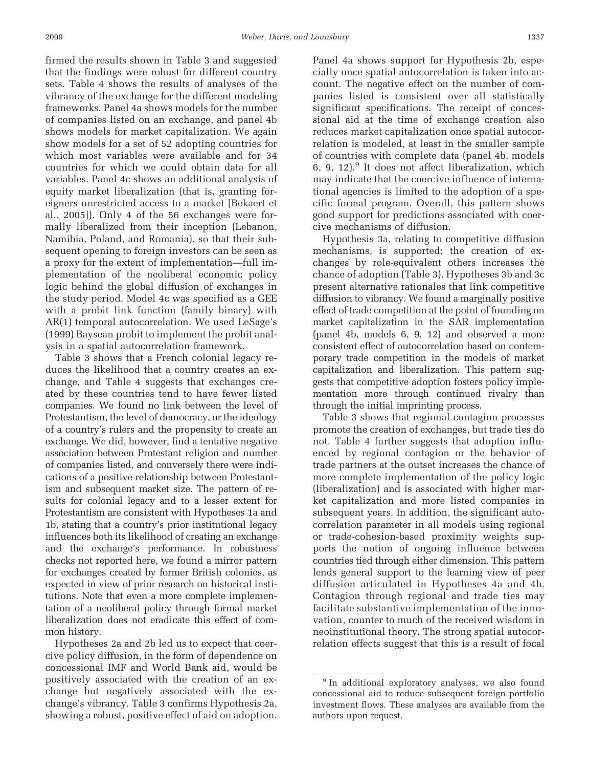firmed the results shown in Table 3 and suggested that the findings were robust for different country sets. Table 4 shows the results of analyses of the vibrancy of the exchange for the different modeling frameworks. Panel 4a shows models for the number of companies listed on an exchange, and panel 4b shows models for market capitalization. We again show models for a set of 52 adopting countries for which most variables were available and for 34 countries for which we could obtain data for all variables. Panel 4c shows an additional analysis of equity market liberalization (that is, granting foreigners unrestricted access to a market [Bekaert et al., 2005]). Only 4 of the 56 exchanges were formally liberalized from their inception (Lebanon, Namibia, Poland, and Romania), so that their subsequent opening to foreign investors can be seen as a proxy for the extent of implementation—full implementation of the neoliberal economic policy logic behind the global diffusion of exchanges in the study period. Model 4c was specified as a GEE with a probit link function (family binary) with AR(1) temporal autocorrelation. We used LeSage's (1999) Baysean probit to implement the probit analysis in a spatial autocorrelation framework.

Table 3 shows that a French colonial legacy reduces the likelihood that a country creates an exchange, and Table 4 suggests that exchanges created by these countries tend to have fewer listed companies. We found no link between the level of Protestantism, the level of democracy, or the ideology of a country's rulers and the propensity to create an exchange. We did, however, find a tentative negative association between Protestant religion and number of companies listed, and conversely there were indications of a positive relationship between Protestantism and subsequent market size. The pattern of results for colonial legacy and to a lesser extent for Protestantism are consistent with Hypotheses 1a and 1b, stating that a country's prior institutional legacy influences both its likelihood of creating an exchange and the exchange's performance. In robustness checks not reported here, we found a mirror pattern for exchanges created by former British colonies, as expected in view of prior research on historical institutions. Note that even a more complete implementation of a neoliberal policy through formal market liberalization does not eradicate this effect of common history.

Hypotheses 2a and 2b led us to expect that coercive policy diffusion, in the form of dependence on concessional IMF and World Bank aid, would be positively associated with the creation of an exchange but negatively associated with the exchange's vibrancy. Table 3 confirms Hypothesis 2a, showing a robust, positive effect of aid on adoption. Panel 4a shows support for Hypothesis 2b, especially once spatial autocorrelation is taken into account. The negative effect on the number of companies listed is consistent over all statistically significant specifications. The receipt of concessional aid at the time of exchange creation also reduces market capitalization once spatial autocorrelation is modeled, at least in the smaller sample of countries with complete data (panel 4b, models 6, 9, 12).[9] It does not affect liberalization, which may indicate that the coercive influence of international agencies is limited to the adoption of a specific formal program. Overall, this pattern shows good support for predictions associated with coercive mechanisms of diffusion.

Hypothesis 3a, relating to competitive diffusion mechanisms, is supported: the creation of exchanges by role-equivalent others increases the chance of adoption (Table 3). Hypotheses 3b and 3c present alternative rationales that link competitive diffusion to vibrancy. We found a marginally positive effect of trade competition at the point of founding on market capitalization in the SAR implementation (panel 4b, models 6, 9, 12) and observed a more consistent effect of autocorrelation based on contemporary trade competition in the models of market capitalization and liberalization. This pattern suggests that competitive adoption fosters policy implementation more through continued rivalry than through the initial imprinting process.

Table 3 shows that regional contagion processes promote the creation of exchanges, but trade ties do not. Table 4 further suggests that adoption influenced by regional contagion or the behavior of trade partners at the outset increases the chance of more complete implementation of the policy logic (liberalization) and is associated with higher market capitalization and more listed companies in subsequent years. In addition, the significant autocorrelation parameter in all models using regional or trade-cohesion-based proximity weights supports the notion of ongoing influence between countries tied through either dimension. This pattern lends general support to the learning view of peer diffusion articulated in Hypotheses 4a and 4b. Contagion through regional and trade ties may facilitate substantive implementation of the innovation, counter to much of the received wisdom in neoinstitutional theory. The strong spatial autocorrelation effects suggest that this is a result of focal

---

[9] In additional exploratory analyses, we also found concessional aid to reduce subsequent foreign portfolio investment flows. These analyses are available from the authors upon request.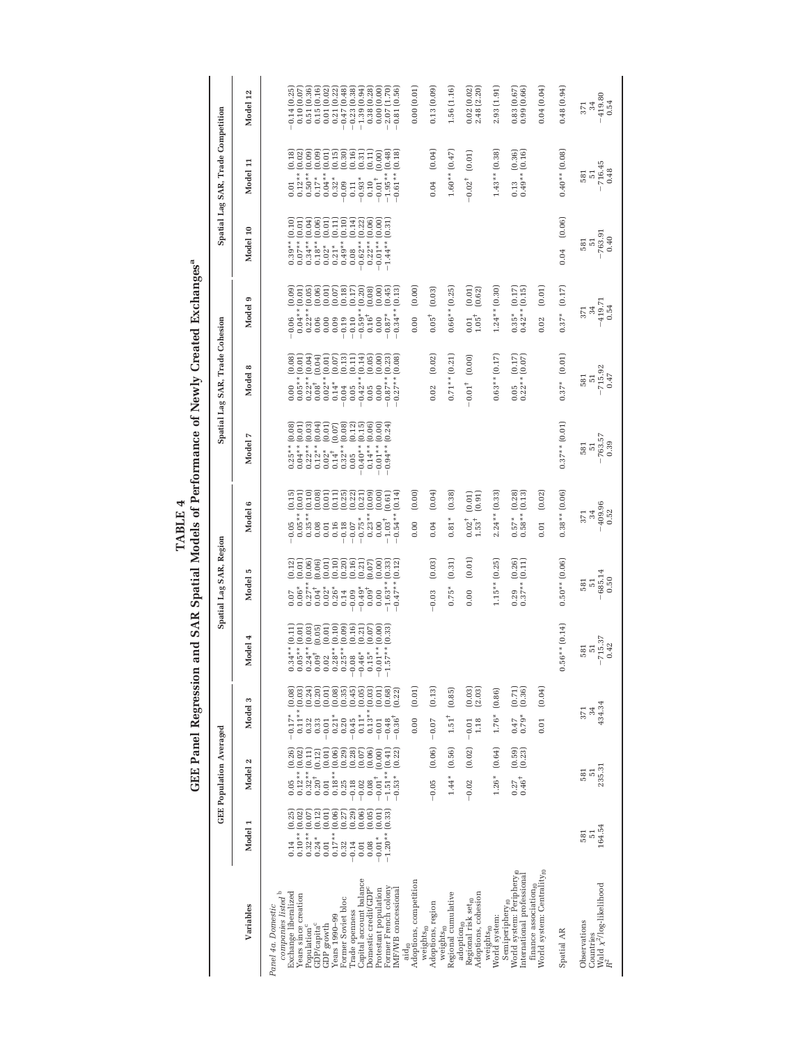# TABLE 4

## GEE Panel Regression and SAR Spatial Models of Performance of Newly Created Exchanges[a]

| Variables | GEE Population Averaged | | | Spatial Lag SAR, Region | | | Spatial Lag SAR, Trade Cohesion | | | Spatial Lag SAR, Trade Competition | | |
|---|---|---|---|---|---|---|---|---|---|---|---|---|
| | Model 1 | Model 2 | Model 3 | Model 4 | Model 5 | Model 6 | Model 7 | Model 8 | Model 9 | Model 10 | Model 11 | Model 12 |
| *Panel 4a. Domestic companies listed*[b] | | | | | | | | | | | | |
| Exchange liberalized | 0.14 (0.25) | 0.05 (0.26) | −0.17* (0.08) | 0.34** (0.11) | 0.07 (0.12) | −0.05 (0.15) | 0.25** (0.08) | 0.00 (0.08) | −0.06 (0.09) | 0.39** (0.10) | 0.01 (0.18) | −0.14 (0.25) |
| Years since creation | 0.10** (0.02) | 0.12** (0.02) | 0.11** (0.03) | 0.05** (0.01) | 0.06* (0.01) | 0.05** (0.01) | 0.04* (0.01) | 0.05** (0.01) | 0.04** (0.01) | 0.07** (0.01) | 0.12** (0.02) | 0.10 (0.07) |
| Population[c] | 0.32** (0.07) | 0.32** (0.11) | 0.32 (0.24) | 0.24** (0.03) | 0.27** (0.06) | 0.35** (0.10) | 0.22** (0.03) | 0.22** (0.04) | 0.22** (0.05) | 0.34** (0.04) | 0.50** (0.09) | 0.51 (0.36) |
| GDP/capita[c] | 0.24* (0.12) | 0.20† (0.12) | 0.33 (0.20) | 0.09† (0.05) | 0.04† (0.06) | 0.08 (0.08) | 0.12** (0.04) | 0.08† (0.04) | 0.06 (0.06) | 0.18** (0.06) | 0.17* (0.09) | 0.15 (0.16) |
| GDP growth | 0.01 (0.01) | 0.01 (0.01) | −0.01 (0.01) | 0.02 (0.01) | 0.02* (0.01) | 0.01 (0.01) | 0.02* (0.01) | 0.02** (0.01) | 0.00 (0.01) | 0.02* (0.01) | 0.04** (0.01) | 0.01 (0.02) |
| Years 1990–99 | 0.17** (0.06) | 0.18** (0.06) | 0.21* (0.08) | 0.28** (0.10) | 0.26* (0.10) | 0.16 (0.11) | 0.14† (0.07) | 0.14* (0.07) | 0.09 (0.07) | 0.21* (0.11) | 0.32* (0.15) | 0.21 (0.22) |
| Former Soviet bloc | 0.32 (0.27) | 0.29 (0.29) | 0.20 (0.35) | 0.25** (0.09) | 0.14 (0.20) | −0.18 (0.25) | 0.32** (0.08) | −0.04 (0.13) | −0.19 (0.18) | 0.49** (0.10) | −0.09 (0.30) | −0.47 (0.48) |
| Trade openness | −0.14 (0.29) | −0.18 (0.28) | −0.45 (0.45) | −0.08 (0.16) | −0.09 (0.16) | −0.07 (0.22) | 0.05 (0.12) | 0.05 (0.11) | −0.10 (0.17) | 0.08 (0.14) | 0.11 (0.16) | −0.23 (0.38) |
| Capital account balance | 0.01 (0.06) | −0.02 (0.07) | 0.11* (0.05) | −0.46* (0.21) | −0.49* (0.21) | −0.75* (0.21) | −0.40** (0.15) | −0.42** (0.14) | −0.59** (0.20) | −0.62** (0.22) | −0.93* (0.31) | −1.39 (0.94) |
| Domestic credit/GDP[c] | 0.08 (0.05) | 0.08 (0.06) | 0.13** (0.03) | 0.15* (0.07) | 0.09† (0.07) | 0.23** (0.09) | 0.14** (0.06) | 0.05 (0.05) | 0.16† (0.08) | 0.22** (0.06) | 0.10 (0.11) | 0.38 (0.28) |
| Protestant population | −0.01* (0.01) | −0.01† (0.00) | −0.01 (0.01) | −0.01** (0.00) | 0.00 (0.00) | 0.00 (0.00) | −0.01** (0.00) | 0.00 (0.00) | 0.00 (0.00) | −0.01** (0.00) | −0.01† (0.00) | 0.00 (0.00) |
| Former French colony | −1.20** (0.33) | −1.51** (0.41) | −0.48 (0.68) | −1.57** (0.33) | −1.63** (0.33) | −1.03† (0.61) | −0.94** (0.24) | −0.87** (0.23) | −0.87* (0.45) | −1.44** (0.31) | −1.95** (0.48) | −2.07 (1.70) |
| IMF/WB concessional aid$_{t0}$ | | −0.53* (0.22) | −0.36† (0.22) | | −0.47** (0.12) | −0.54** (0.14) | | −0.27** (0.08) | −0.34** (0.13) | | −0.61** (0.18) | −0.81 (0.56) |
| Adoptions, competition weights$_{t0}$ | | | 0.00 (0.01) | | | 0.00 (0.00) | | | 0.00 (0.00) | | | 0.00 (0.01) |
| Adoptions, region weights$_{t0}$ | | −0.05 (0.06) | −0.07 (0.13) | | −0.03 (0.03) | 0.04 (0.04) | | 0.02 (0.02) | 0.05† (0.03) | | 0.04 (0.04) | 0.13 (0.09) |
| Regional cumulative adoption$_{t0}$ | | 1.44* (0.56) | 1.51† (0.85) | | 0.75* (0.31) | 0.81* (0.38) | | 0.71** (0.21) | 0.66** (0.25) | | 1.60** (0.47) | 1.56 (1.16) |
| Regional risk set$_{t0}$ | | −0.02 (0.02) | −0.01 (0.03) | | 0.00 (0.01) | 0.02† (0.01) | | −0.01† (0.00) | 0.01 (0.01) | | −0.02† (0.01) | 0.02 (0.02) |
| Adoptions, cohesion weights$_{t0}$ | | | 1.18 (2.03) | | | 1.53† (0.91) | | | 1.05† (0.62) | | | 2.48 (2.20) |
| World system: Semiperiphery$_{t0}$ | | 1.26* (0.64) | 1.76* (0.86) | | 1.15** (0.25) | 2.24** (0.33) | | 0.63** (0.17) | 1.24** (0.30) | | 1.43** (0.38) | 2.93 (1.91) |
| World system: Periphery$_{t0}$ | | 0.27 (0.59) | 0.47 (0.71) | | 0.29 (0.26) | 0.57* (0.28) | | 0.05 (0.17) | 0.35* (0.17) | | 0.13 (0.36) | 0.83 (0.67) |
| International professional finance association$_{t0}$ | | 0.46† (0.23) | 0.79* (0.36) | | 0.37** (0.11) | 0.58** (0.13) | | 0.22** (0.07) | 0.42** (0.15) | | 0.49** (0.16) | 0.99 (0.66) |
| World system: Centrality$_{t0}$ | | | 0.01 (0.04) | | | 0.01 (0.02) | | | 0.02 (0.01) | | | 0.04 (0.04) |
| Spatial AR | | | | 0.56** (0.14) | 0.50** (0.06) | 0.38** (0.06) | 0.37** (0.01) | 0.37* (0.01) | 0.37* (0.17) | 0.04 (0.06) | 0.40** (0.08) | 0.48 (0.94) |
| Observations | 581 | 581 | 371 | 581 | 581 | 371 | 581 | 581 | 371 | 581 | 581 | 371 |
| Countries | 51 | 51 | 34 | 51 | 51 | 34 | 51 | 51 | 34 | 51 | 51 | 34 |
| Wald $\chi^2$/log-likelihood | 164.54 | 235.31 | 434.34 | −715.37 | −685.14 | −409.96 | −763.57 | −715.92 | −419.71 | −763.91 | −716.45 | −419.80 |
| $R^2$ | | | | 0.42 | 0.50 | 0.52 | 0.39 | 0.47 | 0.54 | 0.40 | 0.48 | 0.54 |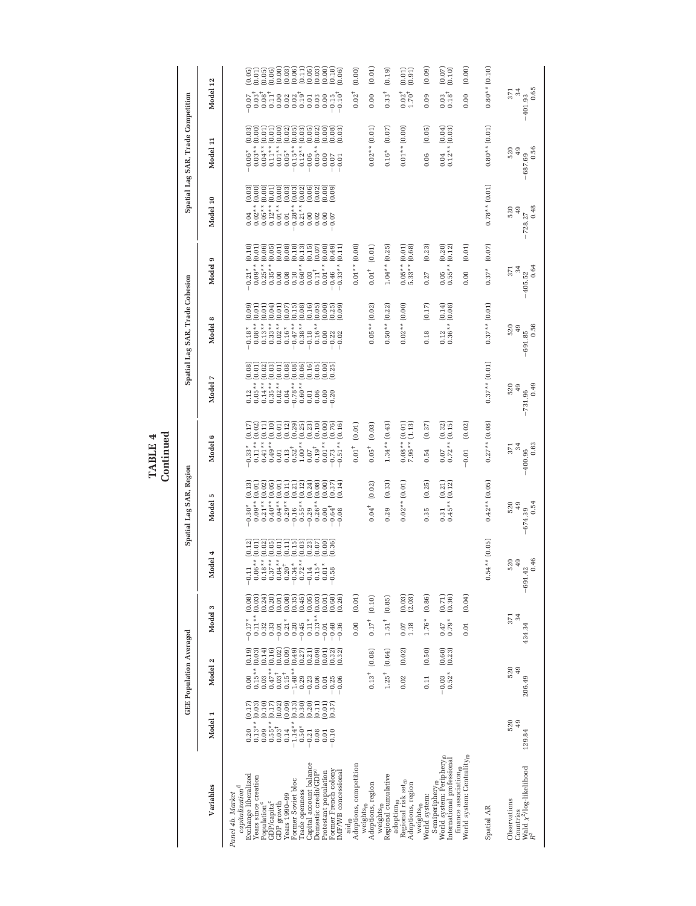**TABLE 4**
**Continued**

| Variables | GEE Population Averaged | | | Spatial Lag SAR, Region | | | Spatial Lag SAR, Trade Cohesion | | | Spatial Lag SAR, Trade Competition | | |
|---|---|---|---|---|---|---|---|---|---|---|---|---|
| | Model 1 | Model 2 | Model 3 | Model 4 | Model 5 | Model 6 | Model 7 | Model 8 | Model 9 | Model 10 | Model 11 | Model 12 |
| *Panel 4b. Market capitalization*[d] | | | | | | | | | | | | |
| Exchange liberalized | 0.20 (0.17) | 0.00 (0.19) | −0.17* (0.08) | −0.11 (0.12) | −0.30* (0.13) | −0.33* (0.17) | 0.12 (0.08) | −0.18* (0.09) | −0.21* (0.10) | 0.04 (0.03) | −0.06* (0.03) | −0.07 (0.05) |
| Years since creation | 0.13** (0.03) | 0.15** (0.03) | 0.11** (0.03) | 0.06** (0.01) | 0.09** (0.01) | 0.11** (0.02) | 0.05** (0.01) | 0.08** (0.01) | 0.09** (0.01) | 0.02** (0.00) | 0.03** (0.00) | 0.03† (0.01) |
| Population[c] | 0.09 (0.10) | 0.03 (0.14) | 0.32 (0.24) | 0.18** (0.02) | 0.21** (0.02) | 0.41** (0.11) | 0.14** (0.02) | 0.13** (0.01) | 0.25** (0.06) | 0.05** (0.00) | 0.04** (0.01) | 0.08† (0.05) |
| GDP/capita[c] | 0.55** (0.17) | 0.47** (0.16) | 0.33 (0.20) | 0.37** (0.05) | 0.40** (0.05) | 0.49** (0.10) | 0.35** (0.03) | 0.33** (0.04) | 0.35** (0.05) | 0.12** (0.01) | 0.11** (0.01) | 0.11† (0.06) |
| GDP growth | 0.03† (0.02) | 0.03† (0.02) | −0.01 (0.01) | 0.04** (0.01) | 0.04** (0.01) | 0.01 (0.01) | 0.02** (0.01) | 0.02** (0.01) | 0.00 (0.01) | 0.01** (0.00) | 0.01** (0.00) | 0.00 (0.00) |
| Years 1990–99 | 0.14 (0.09) | 0.15† (0.09) | 0.21* (0.08) | 0.20† (0.11) | 0.29** (0.11) | 0.13 (0.12) | 0.04 (0.08) | 0.16* (0.07) | 0.08 (0.08) | 0.01 (0.03) | 0.05* (0.02) | 0.02 (0.03) |
| Former Soviet bloc | −1.14** (0.33) | −1.48** (0.49) | 0.20 (0.35) | −0.34* (0.15) | −0.16 (0.21) | 0.52† (0.29) | −0.78** (0.08) | −0.47** (0.15) | 0.10 (0.18) | −0.28** (0.03) | −0.15** (0.05) | 0.02 (0.06) |
| Trade openness | 0.50* (0.30) | 0.29 (0.27) | −0.45 (0.45) | 0.72** (0.03) | 0.55** (0.12) | 1.00** (0.25) | 0.60** (0.06) | 0.38** (0.08) | 0.60** (0.13) | 0.21** (0.02) | 0.12** (0.03) | 0.19† (0.11) |
| Capital account balance | −0.21 (0.20) | −0.23 (0.21) | 0.11* (0.05) | −0.14 (0.23) | −0.29 (0.24) | 0.07 (0.23) | 0.01 (0.16) | −0.18 (0.16) | 0.03 (0.15) | 0.00 (0.06) | −0.06 (0.05) | 0.01 (0.05) |
| Domestic credit/GDP[c] | 0.08 (0.11) | 0.06 (0.09) | 0.13** (0.03) | 0.15* (0.07) | 0.26** (0.08) | 0.19† (0.10) | 0.06 (0.05) | 0.16** (0.05) | 0.11† (0.07) | 0.02 (0.02) | 0.05** (0.02) | 0.03 (0.03) |
| Protestant population | 0.01 (0.01) | 0.01 (0.01) | −0.01 (0.01) | 0.01* (0.00) | 0.00 (0.00) | 0.01** (0.00) | 0.00 (0.00) | 0.00 (0.00) | 0.01** (0.00) | 0.00 (0.00) | 0.00 (0.00) | 0.00 (0.00) |
| Former French colony | −0.10 (0.37) | −0.25 (0.32) | −0.48 (0.68) | −0.58 (0.36) | −0.64† (0.37) | −0.73 (0.76) | −0.20 (0.25) | −0.22 (0.25) | −0.46 (0.49) | −0.07 (0.09) | −0.07 (0.08) | −0.15 (0.18) |
| IMF/WB concessional aid$_{t0}$ | | −0.06 (0.32) | −0.36 (0.26) | | −0.08 (0.14) | −0.51** (0.16) | | −0.02 (0.09) | −0.33** (0.11) | | −0.01 (0.03) | −0.10† (0.06) |
| Adoptions, competition weights$_{t0}$ | | | 0.00 (0.01) | | | 0.01† (0.01) | | | 0.01** (0.00) | | | 0.02† (0.00) |
| Adoptions, region weights$_{t0}$ | | 0.13† (0.08) | 0.17† (0.10) | | 0.04† (0.02) | 0.05† (0.03) | | 0.05** (0.02) | 0.01† (0.01) | | 0.02** (0.01) | 0.00 (0.01) |
| Regional cumulative adoption$_{t0}$ | | 1.25† (0.64) | 1.51† (0.85) | | 0.29 (0.33) | 1.34** (0.43) | | 0.50** (0.22) | 1.04** (0.25) | | 0.16* (0.07) | 0.33† (0.19) |
| Regional risk set$_{t0}$ | | 0.02 (0.02) | 0.07 (0.03) | | 0.02** (0.01) | 0.08** (0.01) | | 0.02** (0.00) | 0.05** (0.01) | | 0.01** (0.00) | 0.02† (0.01) |
| Adoptions, region weights$_{t0}$ | | | 1.18 (2.03) | | | 7.96** (1.13) | | | 5.33** (0.68) | | | 1.70† (0.91) |
| World system: Semiperiphery$_{t0}$ | | 0.11 (0.50) | 1.76* (0.86) | | 0.35 (0.25) | 0.54 (0.37) | | 0.18 (0.17) | 0.27 (0.23) | | 0.06 (0.05) | 0.09 (0.09) |
| World system: Periphery$_{t0}$ | | −0.03 (0.60) | 0.47 (0.71) | | 0.31 (0.21) | 0.07 (0.32) | | 0.12 (0.14) | 0.05 (0.20) | | 0.04 (0.04) | 0.03 (0.07) |
| International professional finance association$_{t0}$ | | 0.52* (0.23) | 0.79* (0.36) | | 0.45** (0.12) | 0.72** (0.15) | | 0.36** (0.08) | 0.55** (0.12) | | 0.12** (0.03) | 0.18† (0.10) |
| World system: Centrality$_{t0}$ | | | 0.01 (0.04) | | | −0.01 (0.02) | | | 0.00 (0.01) | | | 0.00 (0.00) |
| Spatial AR | | | | 0.54** (0.05) | 0.42** (0.05) | 0.27** (0.08) | 0.37** (0.01) | 0.37** (0.01) | 0.37* (0.07) | 0.78** (0.01) | 0.80** (0.01) | 0.80** (0.10) |
| Observations | 520 | 520 | 371 | 520 | 520 | 371 | 520 | 520 | 371 | 520 | 520 | 371 |
| Countries | 49 | 49 | 34 | 49 | 49 | 34 | 49 | 49 | 34 | 49 | 49 | 34 |
| Wald $\chi^2$/log-likelihood | 129.84 | 206.49 | 434.34 | −691.42 | −674.39 | −400.96 | −731.96 | −691.85 | −405.52 | −728.27 | −687.69 | −401.93 |
| $R^2$ | | | | 0.46 | 0.54 | 0.63 | 0.49 | 0.56 | 0.64 | 0.48 | 0.56 | 0.65 |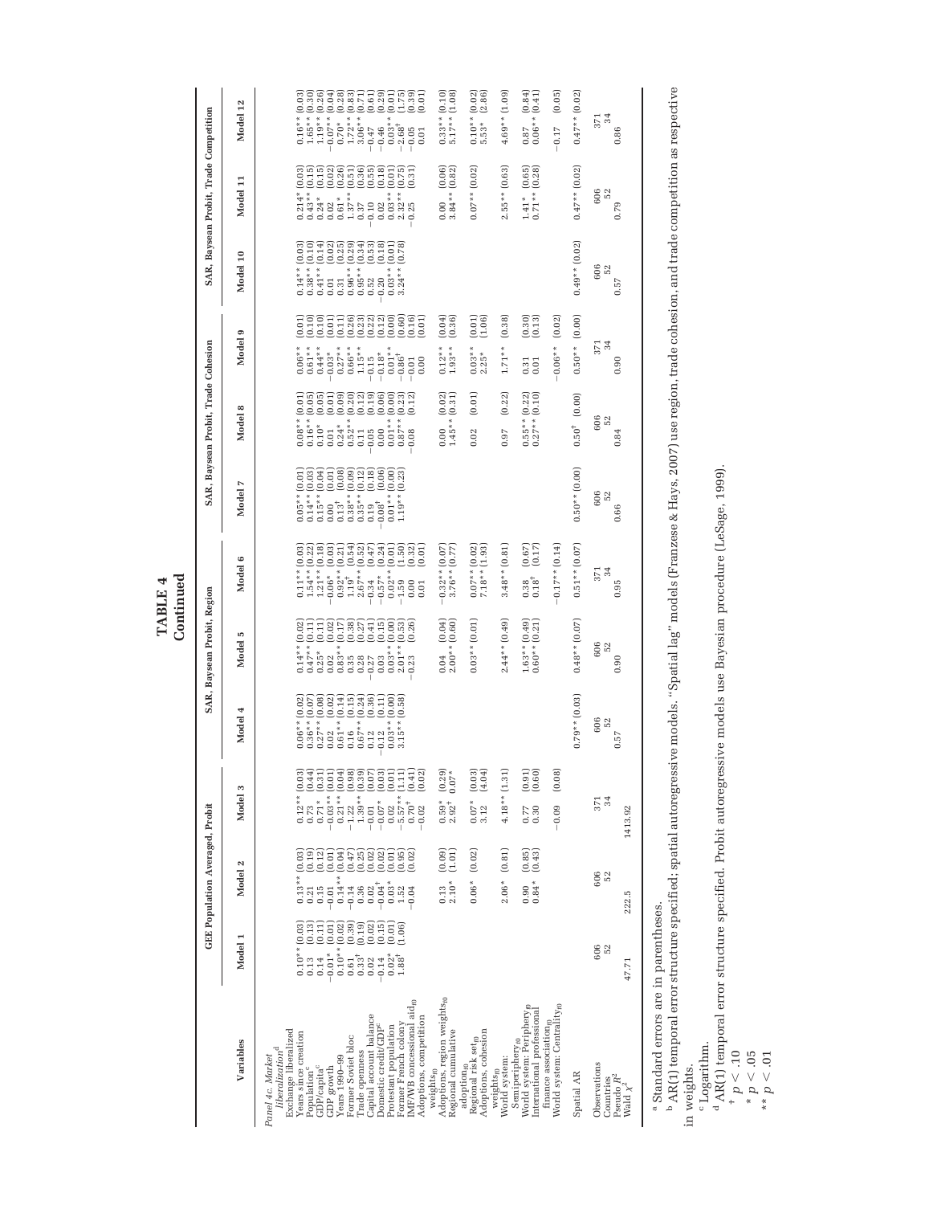**TABLE 4**
**Continued**

| Variables | GEE Population Averaged, Probit | | | SAR, Baysean Probit, Region | | | SAR, Baysean Probit, Trade Cohesion | | | SAR, Baysean Probit, Trade Competition | | |
|---|---|---|---|---|---|---|---|---|---|---|---|---|
| | Model 1 | Model 2 | Model 3 | Model 4 | Model 5 | Model 6 | Model 7 | Model 8 | Model 9 | Model 10 | Model 11 | Model 12 |
| *Panel 4c. Market liberalization*[d] | | | | | | | | | | | | |
| Exchange liberalized | | | | | | | | | | | | |
| Years since creation | 0.10** (0.03) | 0.13** (0.03) | 0.12** (0.03) | 0.06** (0.02) | 0.14** (0.02) | 0.11** (0.03) | 0.05** (0.01) | 0.08** (0.01) | 0.06** (0.01) | 0.14** (0.03) | 0.214* (0.03) | 0.16** (0.03) |
| Population[c] | 0.13 (0.13) | 0.21 (0.19) | 0.73 (0.44) | 0.36** (0.07) | 0.47** (0.11) | 1.54** (0.22) | 0.14** (0.03) | 0.16** (0.05) | 0.61** (0.10) | 0.38** (0.10) | 0.43** (0.15) | 1.65** (0.30) |
| GDP/capita[c] | 0.14 (0.11) | 0.15 (0.12) | 0.71* (0.31) | 0.27** (0.08) | 0.25* (0.11) | 1.21** (0.18) | 0.15** (0.04) | 0.10* (0.05) | 0.44** (0.10) | 0.41** (0.14) | 0.24* (0.15) | 1.19** (0.26) |
| GDP growth | −0.01* (0.01) | −0.01 (0.01) | −0.03** (0.01) | 0.02 (0.02) | 0.02 (0.02) | −0.06* (0.03) | 0.00† (0.01) | 0.01 (0.01) | −0.03* (0.01) | 0.01 (0.02) | 0.02 (0.02) | −0.07** (0.04) |
| Years 1990–99 | 0.10** (0.02) | 0.14** (0.04) | 0.21** (0.04) | 0.61** (0.14) | 0.83** (0.17) | 0.92** (0.21) | 0.13† (0.08) | 0.24* (0.09) | 0.27** (0.11) | 0.31 (0.25) | 0.61* (0.26) | 0.70* (0.28) |
| Former Soviet bloc | 0.61 (0.39) | −0.14 (0.47) | −1.22 (0.98) | 0.16 (0.15) | 0.35 (0.38) | 1.19† (0.54) | 0.38** (0.09) | 0.52** (0.20) | 0.66** (0.26) | 0.96** (0.29) | 1.37** (0.51) | 1.72** (0.83) |
| Trade openness | 0.33† (0.19) | 0.36 (0.25) | 1.39** (0.39) | 0.67** (0.24) | 0.28 (0.27) | 2.67** (0.52) | 0.35** (0.12) | 0.11 (0.12) | 1.15** (0.23) | 0.95** (0.34) | 0.37 (0.36) | 3.06** (0.71) |
| Capital account balance | 0.02 (0.02) | 0.02 (0.02) | −0.01 (0.07) | 0.12 (0.36) | −0.27 (0.41) | 0.34 (0.47) | 0.19 (0.18) | −0.05 (0.19) | 0.15 (0.22) | 0.52 (0.53) | −0.10 (0.55) | −0.47 (0.61) |
| Domestic credit/GDP[c] | −0.14 (0.15) | −0.04† (0.02) | −0.07* (0.03) | −0.12 (0.11) | 0.03 (0.15) | −0.57* (0.24) | −0.08† (0.06) | 0.00 (0.06) | −0.18* (0.12) | −0.20 (0.18) | 0.02 (0.18) | −0.46 (0.29) |
| Protestant population | 0.02* (0.01) | 0.03* (0.01) | 0.02 (0.01) | 0.03** (0.00) | 0.03** (0.00) | 0.02** (0.01) | 0.01** (0.00) | 0.01** (0.00) | 0.01** (0.00) | 0.03** (0.01) | 0.03** (0.01) | 0.03** (0.01) |
| Former French colony | 1.88† (1.06) | 1.52 (0.95) | −5.57** (1.11) | 3.15** (0.58) | 2.01** (0.53) | −1.59 (1.50) | 1.19** (0.23) | 0.87** (0.23) | −0.86† (0.60) | 3.24** (0.78) | 2.32** (0.75) | −2.68† (1.75) |
| IMF/WB concessional aid$_{t0}$ | | −0.04 (0.02) | 0.70† (0.41) | | −0.23 (0.26) | 0.00 (0.32) | | −0.08 (0.12) | −0.01 (0.16) | | −0.25 (0.31) | −0.05 (0.39) |
| Adoptions, competition weights$_{t0}$ | | | −0.02 (0.02) | | | 0.01 (0.01) | | | 0.00 (0.01) | | | 0.01 (0.01) |
| Adoptions, region weights$_{t0}$ | | 0.13 (0.09) | 0.59* (0.29) | | 0.04 (0.04) | −0.32** (0.07) | | 0.00 (0.02) | 0.12** (0.04) | | 0.00 (0.06) | 0.33** (0.10) |
| Regional cumulative adoption$_{t0}$ | | 2.10* (1.01) | 2.92† 0.07* | | 2.00** (0.60) | 3.76** (0.77) | | 1.45** (0.31) | 1.93** (0.36) | | 3.84** (0.82) | 5.17** (1.08) |
| Regional risk set$_{t0}$ | | 0.06* (0.02) | 0.07* (0.03) | | 0.03** (0.01) | 0.07** (0.02) | | 0.02 (0.01) | 0.03** (0.01) | | 0.07** (0.02) | 0.10** (0.02) |
| Adoptions, cohesion weights$_{t0}$ | | | 3.12 (4.04) | | | 7.18** (1.93) | | | 2.25* (1.06) | | | 5.53* (2.86) |
| World system: Semiperiphery$_{t0}$ | | 2.06* (0.81) | 4.18** (1.31) | | 2.44** (0.49) | 3.48** (0.81) | | 0.97 (0.22) | 1.71** (0.38) | | 2.55** (0.63) | 4.69** (1.09) |
| World system: Periphery$_{t0}$ | | 0.90 (0.85) | 0.77 (0.91) | | 1.63** (0.49) | 0.38 (0.67) | | 0.55** (0.22) | 0.31 (0.30) | | 1.41* (0.65) | 0.87 (0.84) |
| International professional finance association$_{t0}$ | | 0.84* (0.43) | 0.30 (0.60) | | 0.60** (0.21) | 0.18† (0.17) | | 0.27** (0.10) | 0.01 (0.13) | | 0.71** (0.28) | 0.06** (0.41) |
| World system: Centrality$_{t0}$ | | | −0.09 (0.08) | | | −0.17** (0.14) | | | −0.06** (0.02) | | | −0.17 (0.05) |
| Spatial AR | | | | 0.79** (0.03) | 0.48** (0.07) | 0.51** (0.07) | 0.50** (0.00) | 0.50† (0.00) | 0.50** (0.00) | 0.49** (0.02) | 0.47** (0.02) | 0.47** (0.02) |
| Observations | 606 | 606 | 371 | 606 | 606 | 371 | 606 | 606 | 371 | 606 | 606 | 371 |
| Countries | 52 | 52 | 34 | 52 | 52 | 34 | 52 | 52 | 34 | 52 | 52 | 34 |
| Pseudo $R^2$ | | | | 0.57 | 0.90 | 0.95 | 0.66 | 0.84 | 0.90 | 0.57 | 0.79 | 0.86 |
| Wald $\chi^2$ | 47.71 | 222.5 | 1413.92 | | | | | | | | | |

[a] Standard errors are in parentheses.

[b] AR(1) temporal error structure specified; spatial autoregressive models. "Spatial lag" models (Franzese & Hays, 2007) use region, trade cohesion, and trade competition as respective in weights.

[c] Logarithm.

[d] AR(1) temporal error structure specified. Probit autoregressive models use Bayesian procedure (LeSage, 1999).

† $p < .10$

* $p < .05$

** $p < .01$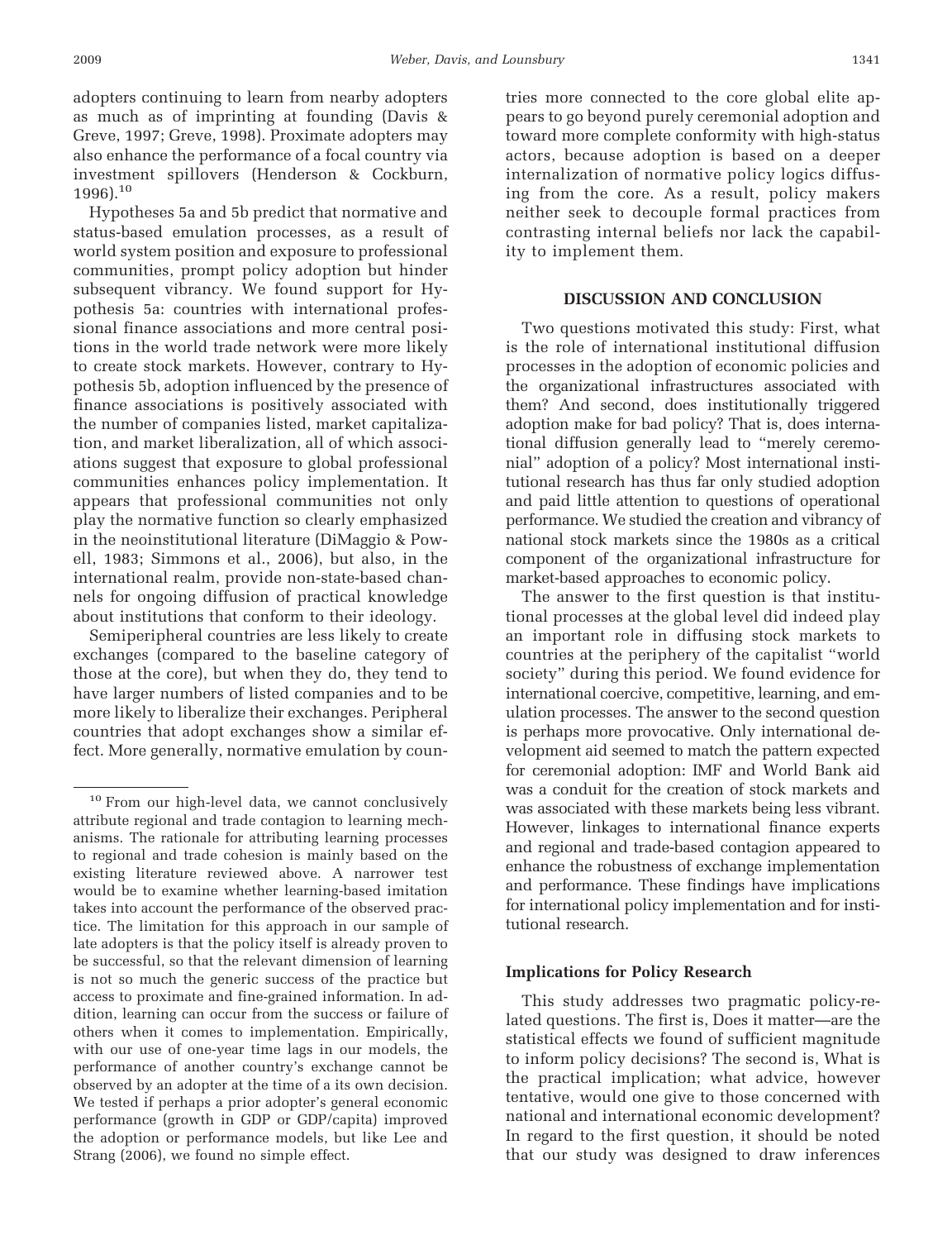adopters continuing to learn from nearby adopters as much as of imprinting at founding (Davis & Greve, 1997; Greve, 1998). Proximate adopters may also enhance the performance of a focal country via investment spillovers (Henderson & Cockburn, 1996).[10]

Hypotheses 5a and 5b predict that normative and status-based emulation processes, as a result of world system position and exposure to professional communities, prompt policy adoption but hinder subsequent vibrancy. We found support for Hypothesis 5a: countries with international professional finance associations and more central positions in the world trade network were more likely to create stock markets. However, contrary to Hypothesis 5b, adoption influenced by the presence of finance associations is positively associated with the number of companies listed, market capitalization, and market liberalization, all of which associations suggest that exposure to global professional communities enhances policy implementation. It appears that professional communities not only play the normative function so clearly emphasized in the neoinstitutional literature (DiMaggio & Powell, 1983; Simmons et al., 2006), but also, in the international realm, provide non-state-based channels for ongoing diffusion of practical knowledge about institutions that conform to their ideology.

Semiperipheral countries are less likely to create exchanges (compared to the baseline category of those at the core), but when they do, they tend to have larger numbers of listed companies and to be more likely to liberalize their exchanges. Peripheral countries that adopt exchanges show a similar effect. More generally, normative emulation by countries more connected to the core global elite appears to go beyond purely ceremonial adoption and toward more complete conformity with high-status actors, because adoption is based on a deeper internalization of normative policy logics diffusing from the core. As a result, policy makers neither seek to decouple formal practices from contrasting internal beliefs nor lack the capability to implement them.

## DISCUSSION AND CONCLUSION

Two questions motivated this study: First, what is the role of international institutional diffusion processes in the adoption of economic policies and the organizational infrastructures associated with them? And second, does institutionally triggered adoption make for bad policy? That is, does international diffusion generally lead to "merely ceremonial" adoption of a policy? Most international institutional research has thus far only studied adoption and paid little attention to questions of operational performance. We studied the creation and vibrancy of national stock markets since the 1980s as a critical component of the organizational infrastructure for market-based approaches to economic policy.

The answer to the first question is that institutional processes at the global level did indeed play an important role in diffusing stock markets to countries at the periphery of the capitalist "world society" during this period. We found evidence for international coercive, competitive, learning, and emulation processes. The answer to the second question is perhaps more provocative. Only international development aid seemed to match the pattern expected for ceremonial adoption: IMF and World Bank aid was a conduit for the creation of stock markets and was associated with these markets being less vibrant. However, linkages to international finance experts and regional and trade-based contagion appeared to enhance the robustness of exchange implementation and performance. These findings have implications for international policy implementation and for institutional research.

### Implications for Policy Research

This study addresses two pragmatic policy-related questions. The first is, Does it matter—are the statistical effects we found of sufficient magnitude to inform policy decisions? The second is, What is the practical implication; what advice, however tentative, would one give to those concerned with national and international economic development? In regard to the first question, it should be noted that our study was designed to draw inferences

[10] From our high-level data, we cannot conclusively attribute regional and trade contagion to learning mechanisms. The rationale for attributing learning processes to regional and trade cohesion is mainly based on the existing literature reviewed above. A narrower test would be to examine whether learning-based imitation takes into account the performance of the observed practice. The limitation for this approach in our sample of late adopters is that the policy itself is already proven to be successful, so that the relevant dimension of learning is not so much the generic success of the practice but access to proximate and fine-grained information. In addition, learning can occur from the success or failure of others when it comes to implementation. Empirically, with our use of one-year time lags in our models, the performance of another country's exchange cannot be observed by an adopter at the time of a its own decision. We tested if perhaps a prior adopter's general economic performance (growth in GDP or GDP/capita) improved the adoption or performance models, but like Lee and Strang (2006), we found no simple effect.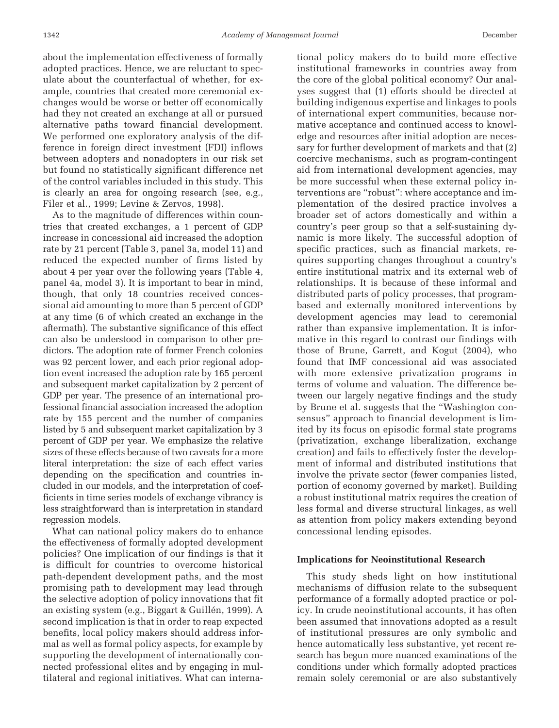about the implementation effectiveness of formally adopted practices. Hence, we are reluctant to speculate about the counterfactual of whether, for example, countries that created more ceremonial exchanges would be worse or better off economically had they not created an exchange at all or pursued alternative paths toward financial development. We performed one exploratory analysis of the difference in foreign direct investment (FDI) inflows between adopters and nonadopters in our risk set but found no statistically significant difference net of the control variables included in this study. This is clearly an area for ongoing research (see, e.g., Filer et al., 1999; Levine & Zervos, 1998).

As to the magnitude of differences within countries that created exchanges, a 1 percent of GDP increase in concessional aid increased the adoption rate by 21 percent (Table 3, panel 3a, model 11) and reduced the expected number of firms listed by about 4 per year over the following years (Table 4, panel 4a, model 3). It is important to bear in mind, though, that only 18 countries received concessional aid amounting to more than 5 percent of GDP at any time (6 of which created an exchange in the aftermath). The substantive significance of this effect can also be understood in comparison to other predictors. The adoption rate of former French colonies was 92 percent lower, and each prior regional adoption event increased the adoption rate by 165 percent and subsequent market capitalization by 2 percent of GDP per year. The presence of an international professional financial association increased the adoption rate by 155 percent and the number of companies listed by 5 and subsequent market capitalization by 3 percent of GDP per year. We emphasize the relative sizes of these effects because of two caveats for a more literal interpretation: the size of each effect varies depending on the specification and countries included in our models, and the interpretation of coefficients in time series models of exchange vibrancy is less straightforward than is interpretation in standard regression models.

What can national policy makers do to enhance the effectiveness of formally adopted development policies? One implication of our findings is that it is difficult for countries to overcome historical path-dependent development paths, and the most promising path to development may lead through the selective adoption of policy innovations that fit an existing system (e.g., Biggart & Guillén, 1999). A second implication is that in order to reap expected benefits, local policy makers should address informal as well as formal policy aspects, for example by supporting the development of internationally connected professional elites and by engaging in multilateral and regional initiatives. What can international policy makers do to build more effective institutional frameworks in countries away from the core of the global political economy? Our analyses suggest that (1) efforts should be directed at building indigenous expertise and linkages to pools of international expert communities, because normative acceptance and continued access to knowledge and resources after initial adoption are necessary for further development of markets and that (2) coercive mechanisms, such as program-contingent aid from international development agencies, may be more successful when these external policy interventions are "robust": where acceptance and implementation of the desired practice involves a broader set of actors domestically and within a country's peer group so that a self-sustaining dynamic is more likely. The successful adoption of specific practices, such as financial markets, requires supporting changes throughout a country's entire institutional matrix and its external web of relationships. It is because of these informal and distributed parts of policy processes, that program-based and externally monitored interventions by development agencies may lead to ceremonial rather than expansive implementation. It is informative in this regard to contrast our findings with those of Brune, Garrett, and Kogut (2004), who found that IMF concessional aid was associated with more extensive privatization programs in terms of volume and valuation. The difference between our largely negative findings and the study by Brune et al. suggests that the "Washington consensus" approach to financial development is limited by its focus on episodic formal state programs (privatization, exchange liberalization, exchange creation) and fails to effectively foster the development of informal and distributed institutions that involve the private sector (fewer companies listed, portion of economy governed by market). Building a robust institutional matrix requires the creation of less formal and diverse structural linkages, as well as attention from policy makers extending beyond concessional lending episodes.

### Implications for Neoinstitutional Research

This study sheds light on how institutional mechanisms of diffusion relate to the subsequent performance of a formally adopted practice or policy. In crude neoinstitutional accounts, it has often been assumed that innovations adopted as a result of institutional pressures are only symbolic and hence automatically less substantive, yet recent research has begun more nuanced examinations of the conditions under which formally adopted practices remain solely ceremonial or are also substantively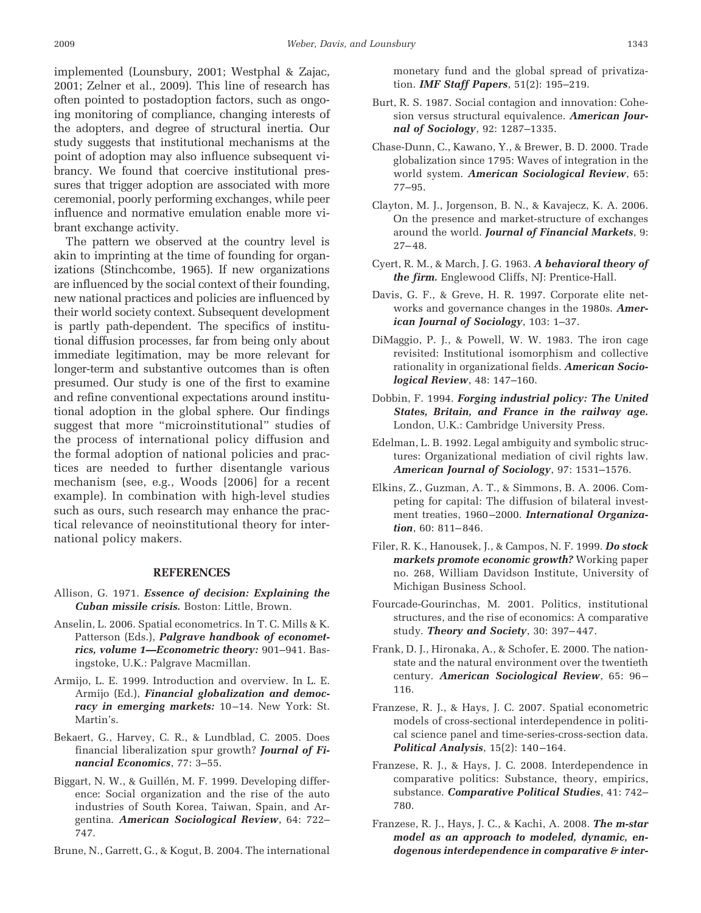implemented (Lounsbury, 2001; Westphal & Zajac, 2001; Zelner et al., 2009). This line of research has often pointed to postadoption factors, such as ongoing monitoring of compliance, changing interests of the adopters, and degree of structural inertia. Our study suggests that institutional mechanisms at the point of adoption may also influence subsequent vibrancy. We found that coercive institutional pressures that trigger adoption are associated with more ceremonial, poorly performing exchanges, while peer influence and normative emulation enable more vibrant exchange activity.

The pattern we observed at the country level is akin to imprinting at the time of founding for organizations (Stinchcombe, 1965). If new organizations are influenced by the social context of their founding, new national practices and policies are influenced by their world society context. Subsequent development is partly path-dependent. The specifics of institutional diffusion processes, far from being only about immediate legitimation, may be more relevant for longer-term and substantive outcomes than is often presumed. Our study is one of the first to examine and refine conventional expectations around institutional adoption in the global sphere. Our findings suggest that more "microinstitutional" studies of the process of international policy diffusion and the formal adoption of national policies and practices are needed to further disentangle various mechanism (see, e.g., Woods [2006] for a recent example). In combination with high-level studies such as ours, such research may enhance the practical relevance of neoinstitutional theory for international policy makers.

## REFERENCES

Allison, G. 1971. ***Essence of decision: Explaining the Cuban missile crisis.*** Boston: Little, Brown.

Anselin, L. 2006. Spatial econometrics. In T. C. Mills & K. Patterson (Eds.), ***Palgrave handbook of econometrics, volume 1—Econometric theory:*** 901–941. Basingstoke, U.K.: Palgrave Macmillan.

Armijo, L. E. 1999. Introduction and overview. In L. E. Armijo (Ed.), ***Financial globalization and democracy in emerging markets:*** 10–14. New York: St. Martin's.

Bekaert, G., Harvey, C. R., & Lundblad, C. 2005. Does financial liberalization spur growth? ***Journal of Financial Economics***, 77: 3–55.

Biggart, N. W., & Guillén, M. F. 1999. Developing difference: Social organization and the rise of the auto industries of South Korea, Taiwan, Spain, and Argentina. ***American Sociological Review***, 64: 722–747.

Brune, N., Garrett, G., & Kogut, B. 2004. The international monetary fund and the global spread of privatization. ***IMF Staff Papers***, 51(2): 195–219.

Burt, R. S. 1987. Social contagion and innovation: Cohesion versus structural equivalence. ***American Journal of Sociology***, 92: 1287–1335.

Chase-Dunn, C., Kawano, Y., & Brewer, B. D. 2000. Trade globalization since 1795: Waves of integration in the world system. ***American Sociological Review***, 65: 77–95.

Clayton, M. J., Jorgenson, B. N., & Kavajecz, K. A. 2006. On the presence and market-structure of exchanges around the world. ***Journal of Financial Markets***, 9: 27–48.

Cyert, R. M., & March, J. G. 1963. ***A behavioral theory of the firm.*** Englewood Cliffs, NJ: Prentice-Hall.

Davis, G. F., & Greve, H. R. 1997. Corporate elite networks and governance changes in the 1980s. ***American Journal of Sociology***, 103: 1–37.

DiMaggio, P. J., & Powell, W. W. 1983. The iron cage revisited: Institutional isomorphism and collective rationality in organizational fields. ***American Sociological Review***, 48: 147–160.

Dobbin, F. 1994. ***Forging industrial policy: The United States, Britain, and France in the railway age.*** London, U.K.: Cambridge University Press.

Edelman, L. B. 1992. Legal ambiguity and symbolic structures: Organizational mediation of civil rights law. ***American Journal of Sociology***, 97: 1531–1576.

Elkins, Z., Guzman, A. T., & Simmons, B. A. 2006. Competing for capital: The diffusion of bilateral investment treaties, 1960–2000. ***International Organization***, 60: 811–846.

Filer, R. K., Hanousek, J., & Campos, N. F. 1999. ***Do stock markets promote economic growth?*** Working paper no. 268, William Davidson Institute, University of Michigan Business School.

Fourcade-Gourinchas, M. 2001. Politics, institutional structures, and the rise of economics: A comparative study. ***Theory and Society***, 30: 397–447.

Frank, D. J., Hironaka, A., & Schofer, E. 2000. The nation-state and the natural environment over the twentieth century. ***American Sociological Review***, 65: 96–116.

Franzese, R. J., & Hays, J. C. 2007. Spatial econometric models of cross-sectional interdependence in political science panel and time-series-cross-section data. ***Political Analysis***, 15(2): 140–164.

Franzese, R. J., & Hays, J. C. 2008. Interdependence in comparative politics: Substance, theory, empirics, substance. ***Comparative Political Studies***, 41: 742–780.

Franzese, R. J., Hays, J. C., & Kachi, A. 2008. ***The m-star model as an approach to modeled, dynamic, endogenous interdependence in comparative & inter-***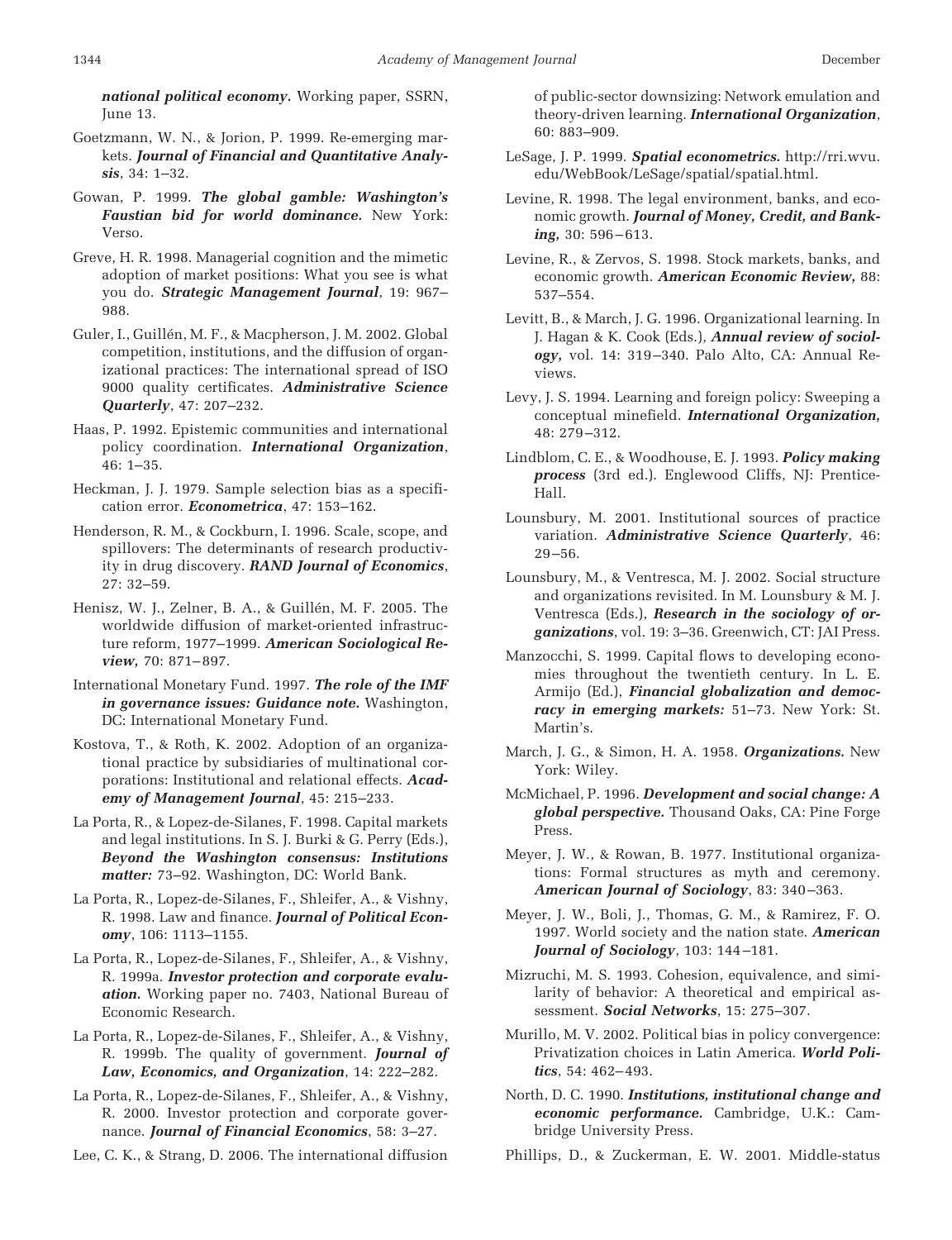***national political economy.*** Working paper, SSRN, June 13.

Goetzmann, W. N., & Jorion, P. 1999. Re-emerging markets. ***Journal of Financial and Quantitative Analysis***, 34: 1–32.

Gowan, P. 1999. ***The global gamble: Washington's Faustian bid for world dominance.*** New York: Verso.

Greve, H. R. 1998. Managerial cognition and the mimetic adoption of market positions: What you see is what you do. ***Strategic Management Journal***, 19: 967–988.

Guler, I., Guillén, M. F., & Macpherson, J. M. 2002. Global competition, institutions, and the diffusion of organizational practices: The international spread of ISO 9000 quality certificates. ***Administrative Science Quarterly***, 47: 207–232.

Haas, P. 1992. Epistemic communities and international policy coordination. ***International Organization***, 46: 1–35.

Heckman, J. J. 1979. Sample selection bias as a specification error. ***Econometrica***, 47: 153–162.

Henderson, R. M., & Cockburn, I. 1996. Scale, scope, and spillovers: The determinants of research productivity in drug discovery. ***RAND Journal of Economics***, 27: 32–59.

Henisz, W. J., Zelner, B. A., & Guillén, M. F. 2005. The worldwide diffusion of market-oriented infrastructure reform, 1977–1999. ***American Sociological Review,*** 70: 871–897.

International Monetary Fund. 1997. ***The role of the IMF in governance issues: Guidance note.*** Washington, DC: International Monetary Fund.

Kostova, T., & Roth, K. 2002. Adoption of an organizational practice by subsidiaries of multinational corporations: Institutional and relational effects. ***Academy of Management Journal***, 45: 215–233.

La Porta, R., & Lopez-de-Silanes, F. 1998. Capital markets and legal institutions. In S. J. Burki & G. Perry (Eds.), ***Beyond the Washington consensus: Institutions matter:*** 73–92. Washington, DC: World Bank.

La Porta, R., Lopez-de-Silanes, F., Shleifer, A., & Vishny, R. 1998. Law and finance. ***Journal of Political Economy***, 106: 1113–1155.

La Porta, R., Lopez-de-Silanes, F., Shleifer, A., & Vishny, R. 1999a. ***Investor protection and corporate evaluation.*** Working paper no. 7403, National Bureau of Economic Research.

La Porta, R., Lopez-de-Silanes, F., Shleifer, A., & Vishny, R. 1999b. The quality of government. ***Journal of Law, Economics, and Organization***, 14: 222–282.

La Porta, R., Lopez-de-Silanes, F., Shleifer, A., & Vishny, R. 2000. Investor protection and corporate governance. ***Journal of Financial Economics***, 58: 3–27.

Lee, C. K., & Strang, D. 2006. The international diffusion of public-sector downsizing: Network emulation and theory-driven learning. ***International Organization***, 60: 883–909.

LeSage, J. P. 1999. ***Spatial econometrics.*** http://rri.wvu.edu/WebBook/LeSage/spatial/spatial.html.

Levine, R. 1998. The legal environment, banks, and economic growth. ***Journal of Money, Credit, and Banking,*** 30: 596–613.

Levine, R., & Zervos, S. 1998. Stock markets, banks, and economic growth. ***American Economic Review,*** 88: 537–554.

Levitt, B., & March, J. G. 1996. Organizational learning. In J. Hagan & K. Cook (Eds.), ***Annual review of sociology,*** vol. 14: 319–340. Palo Alto, CA: Annual Reviews.

Levy, J. S. 1994. Learning and foreign policy: Sweeping a conceptual minefield. ***International Organization,*** 48: 279–312.

Lindblom, C. E., & Woodhouse, E. J. 1993. ***Policy making process*** (3rd ed.). Englewood Cliffs, NJ: Prentice-Hall.

Lounsbury, M. 2001. Institutional sources of practice variation. ***Administrative Science Quarterly***, 46: 29–56.

Lounsbury, M., & Ventresca, M. J. 2002. Social structure and organizations revisited. In M. Lounsbury & M. J. Ventresca (Eds.), ***Research in the sociology of organizations***, vol. 19: 3–36. Greenwich, CT: JAI Press.

Manzocchi, S. 1999. Capital flows to developing economies throughout the twentieth century. In L. E. Armijo (Ed.), ***Financial globalization and democracy in emerging markets:*** 51–73. New York: St. Martin's.

March, J. G., & Simon, H. A. 1958. ***Organizations.*** New York: Wiley.

McMichael, P. 1996. ***Development and social change: A global perspective.*** Thousand Oaks, CA: Pine Forge Press.

Meyer, J. W., & Rowan, B. 1977. Institutional organizations: Formal structures as myth and ceremony. ***American Journal of Sociology***, 83: 340–363.

Meyer, J. W., Boli, J., Thomas, G. M., & Ramirez, F. O. 1997. World society and the nation state. ***American Journal of Sociology***, 103: 144–181.

Mizruchi, M. S. 1993. Cohesion, equivalence, and similarity of behavior: A theoretical and empirical assessment. ***Social Networks***, 15: 275–307.

Murillo, M. V. 2002. Political bias in policy convergence: Privatization choices in Latin America. ***World Politics***, 54: 462–493.

North, D. C. 1990. ***Institutions, institutional change and economic performance.*** Cambridge, U.K.: Cambridge University Press.

Phillips, D., & Zuckerman, E. W. 2001. Middle-status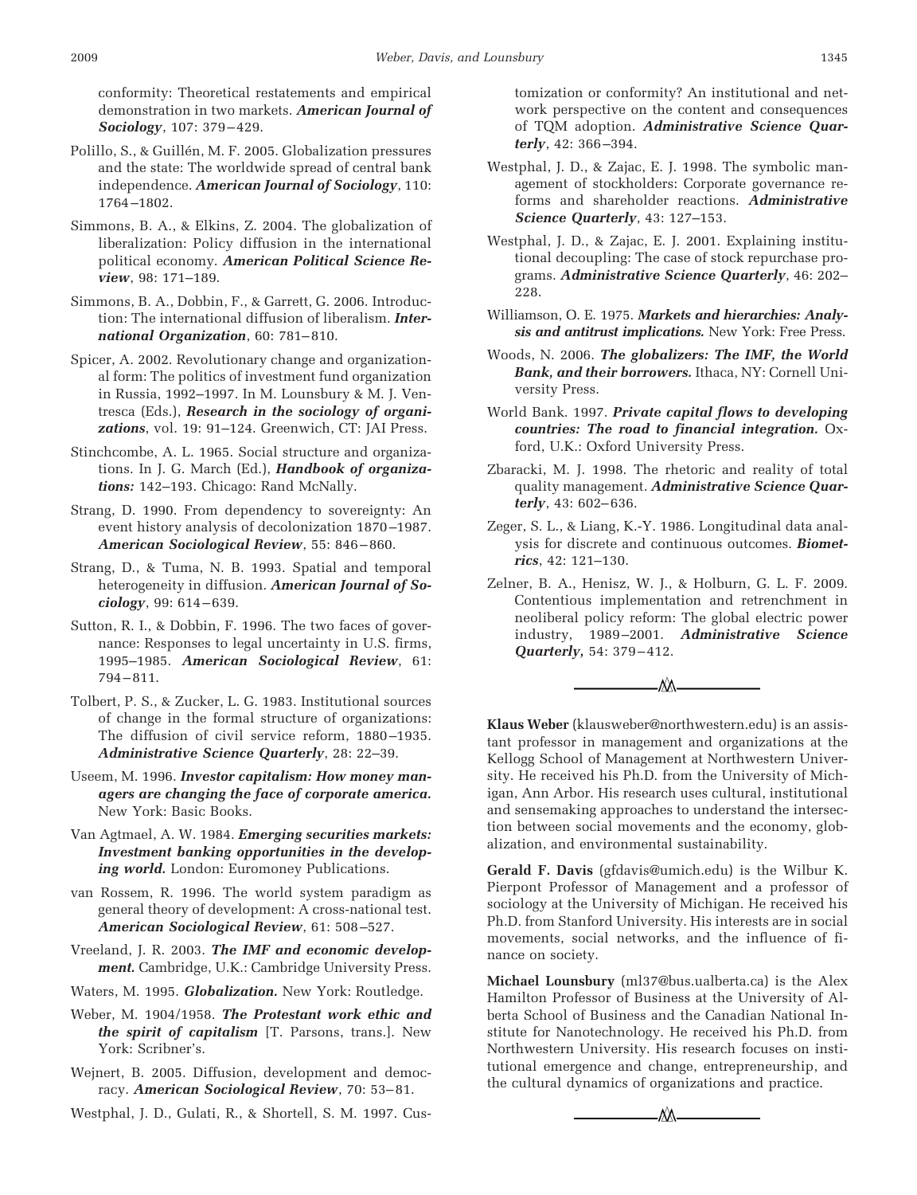conformity: Theoretical restatements and empirical demonstration in two markets. ***American Journal of Sociology***, 107: 379–429.

Polillo, S., & Guillén, M. F. 2005. Globalization pressures and the state: The worldwide spread of central bank independence. ***American Journal of Sociology***, 110: 1764–1802.

Simmons, B. A., & Elkins, Z. 2004. The globalization of liberalization: Policy diffusion in the international political economy. ***American Political Science Review***, 98: 171–189.

Simmons, B. A., Dobbin, F., & Garrett, G. 2006. Introduction: The international diffusion of liberalism. ***International Organization***, 60: 781–810.

Spicer, A. 2002. Revolutionary change and organizational form: The politics of investment fund organization in Russia, 1992–1997. In M. Lounsbury & M. J. Ventresca (Eds.), ***Research in the sociology of organizations***, vol. 19: 91–124. Greenwich, CT: JAI Press.

Stinchcombe, A. L. 1965. Social structure and organizations. In J. G. March (Ed.), ***Handbook of organizations:*** 142–193. Chicago: Rand McNally.

Strang, D. 1990. From dependency to sovereignty: An event history analysis of decolonization 1870–1987. ***American Sociological Review***, 55: 846–860.

Strang, D., & Tuma, N. B. 1993. Spatial and temporal heterogeneity in diffusion. ***American Journal of Sociology***, 99: 614–639.

Sutton, R. I., & Dobbin, F. 1996. The two faces of governance: Responses to legal uncertainty in U.S. firms, 1995–1985. ***American Sociological Review***, 61: 794–811.

Tolbert, P. S., & Zucker, L. G. 1983. Institutional sources of change in the formal structure of organizations: The diffusion of civil service reform, 1880–1935. ***Administrative Science Quarterly***, 28: 22–39.

Useem, M. 1996. ***Investor capitalism: How money managers are changing the face of corporate america.*** New York: Basic Books.

Van Agtmael, A. W. 1984. ***Emerging securities markets: Investment banking opportunities in the developing world.*** London: Euromoney Publications.

van Rossem, R. 1996. The world system paradigm as general theory of development: A cross-national test. ***American Sociological Review***, 61: 508–527.

Vreeland, J. R. 2003. ***The IMF and economic development.*** Cambridge, U.K.: Cambridge University Press.

Waters, M. 1995. ***Globalization.*** New York: Routledge.

Weber, M. 1904/1958. ***The Protestant work ethic and the spirit of capitalism*** [T. Parsons, trans.]. New York: Scribner's.

Wejnert, B. 2005. Diffusion, development and democracy. ***American Sociological Review***, 70: 53–81.

Westphal, J. D., Gulati, R., & Shortell, S. M. 1997. Customization or conformity? An institutional and network perspective on the content and consequences of TQM adoption. ***Administrative Science Quarterly***, 42: 366–394.

Westphal, J. D., & Zajac, E. J. 1998. The symbolic management of stockholders: Corporate governance reforms and shareholder reactions. ***Administrative Science Quarterly***, 43: 127–153.

Westphal, J. D., & Zajac, E. J. 2001. Explaining institutional decoupling: The case of stock repurchase programs. ***Administrative Science Quarterly***, 46: 202–228.

Williamson, O. E. 1975. ***Markets and hierarchies: Analysis and antitrust implications.*** New York: Free Press.

Woods, N. 2006. ***The globalizers: The IMF, the World Bank, and their borrowers.*** Ithaca, NY: Cornell University Press.

World Bank. 1997. ***Private capital flows to developing countries: The road to financial integration.*** Oxford, U.K.: Oxford University Press.

Zbaracki, M. J. 1998. The rhetoric and reality of total quality management. ***Administrative Science Quarterly***, 43: 602–636.

Zeger, S. L., & Liang, K.-Y. 1986. Longitudinal data analysis for discrete and continuous outcomes. ***Biometrics***, 42: 121–130.

Zelner, B. A., Henisz, W. J., & Holburn, G. L. F. 2009. Contentious implementation and retrenchment in neoliberal policy reform: The global electric power industry, 1989–2001. ***Administrative Science Quarterly,*** 54: 379–412.

---

**Klaus Weber** (klausweber@northwestern.edu) is an assistant professor in management and organizations at the Kellogg School of Management at Northwestern University. He received his Ph.D. from the University of Michigan, Ann Arbor. His research uses cultural, institutional and sensemaking approaches to understand the intersection between social movements and the economy, globalization, and environmental sustainability.

**Gerald F. Davis** (gfdavis@umich.edu) is the Wilbur K. Pierpont Professor of Management and a professor of sociology at the University of Michigan. He received his Ph.D. from Stanford University. His interests are in social movements, social networks, and the influence of finance on society.

**Michael Lounsbury** (ml37@bus.ualberta.ca) is the Alex Hamilton Professor of Business at the University of Alberta School of Business and the Canadian National Institute for Nanotechnology. He received his Ph.D. from Northwestern University. His research focuses on institutional emergence and change, entrepreneurship, and the cultural dynamics of organizations and practice.

---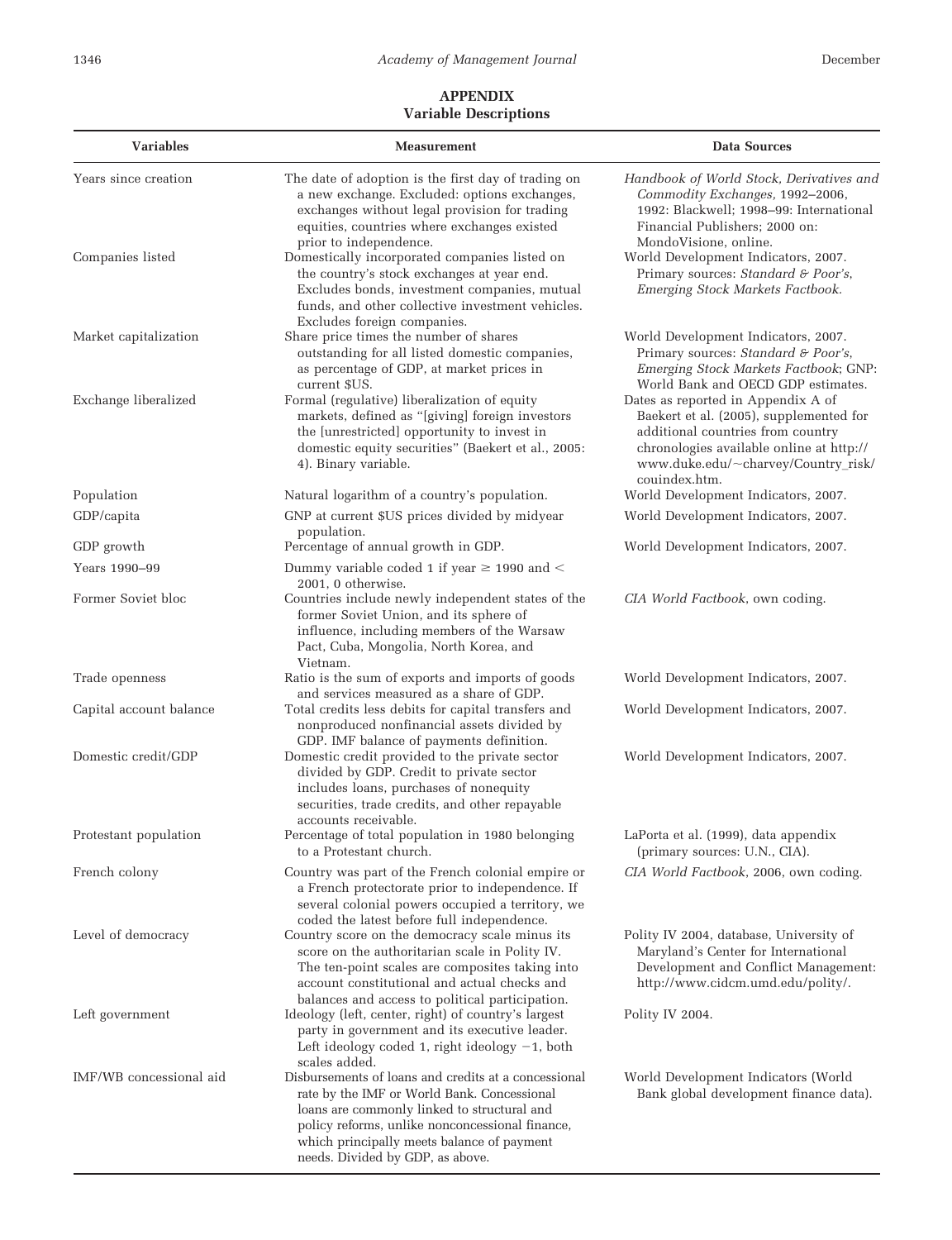## APPENDIX
### Variable Descriptions

| Variables | Measurement | Data Sources |
|---|---|---|
| Years since creation | The date of adoption is the first day of trading on a new exchange. Excluded: options exchanges, exchanges without legal provision for trading equities, countries where exchanges existed prior to independence. | *Handbook of World Stock, Derivatives and Commodity Exchanges,* 1992–2006, 1992: Blackwell; 1998–99: International Financial Publishers; 2000 on: MondoVisione, online. |
| Companies listed | Domestically incorporated companies listed on the country's stock exchanges at year end. Excludes bonds, investment companies, mutual funds, and other collective investment vehicles. Excludes foreign companies. | World Development Indicators, 2007. Primary sources: *Standard & Poor's, Emerging Stock Markets Factbook.* |
| Market capitalization | Share price times the number of shares outstanding for all listed domestic companies, as percentage of GDP, at market prices in current $US. | World Development Indicators, 2007. Primary sources: *Standard & Poor's, Emerging Stock Markets Factbook*; GNP: World Bank and OECD GDP estimates. |
| Exchange liberalized | Formal (regulative) liberalization of equity markets, defined as "[giving] foreign investors the [unrestricted] opportunity to invest in domestic equity securities" (Baekert et al., 2005: 4). Binary variable. | Dates as reported in Appendix A of Baekert et al. (2005), supplemented for additional countries from country chronologies available online at http://www.duke.edu/~charvey/Country_risk/couindex.htm. |
| Population | Natural logarithm of a country's population. | World Development Indicators, 2007. |
| GDP/capita | GNP at current $US prices divided by midyear population. | World Development Indicators, 2007. |
| GDP growth | Percentage of annual growth in GDP. | World Development Indicators, 2007. |
| Years 1990–99 | Dummy variable coded 1 if year ≥ 1990 and < 2001, 0 otherwise. | |
| Former Soviet bloc | Countries include newly independent states of the former Soviet Union, and its sphere of influence, including members of the Warsaw Pact, Cuba, Mongolia, North Korea, and Vietnam. | *CIA World Factbook*, own coding. |
| Trade openness | Ratio is the sum of exports and imports of goods and services measured as a share of GDP. | World Development Indicators, 2007. |
| Capital account balance | Total credits less debits for capital transfers and nonproduced nonfinancial assets divided by GDP. IMF balance of payments definition. | World Development Indicators, 2007. |
| Domestic credit/GDP | Domestic credit provided to the private sector divided by GDP. Credit to private sector includes loans, purchases of nonequity securities, trade credits, and other repayable accounts receivable. | World Development Indicators, 2007. |
| Protestant population | Percentage of total population in 1980 belonging to a Protestant church. | LaPorta et al. (1999), data appendix (primary sources: U.N., CIA). |
| French colony | Country was part of the French colonial empire or a French protectorate prior to independence. If several colonial powers occupied a territory, we coded the latest before full independence. | *CIA World Factbook*, 2006, own coding. |
| Level of democracy | Country score on the democracy scale minus its score on the authoritarian scale in Polity IV. The ten-point scales are composites taking into account constitutional and actual checks and balances and access to political participation. | Polity IV 2004, database, University of Maryland's Center for International Development and Conflict Management: http://www.cidcm.umd.edu/polity/. |
| Left government | Ideology (left, center, right) of country's largest party in government and its executive leader. Left ideology coded 1, right ideology −1, both scales added. | Polity IV 2004. |
| IMF/WB concessional aid | Disbursements of loans and credits at a concessional rate by the IMF or World Bank. Concessional loans are commonly linked to structural and policy reforms, unlike nonconcessional finance, which principally meets balance of payment needs. Divided by GDP, as above. | World Development Indicators (World Bank global development finance data). |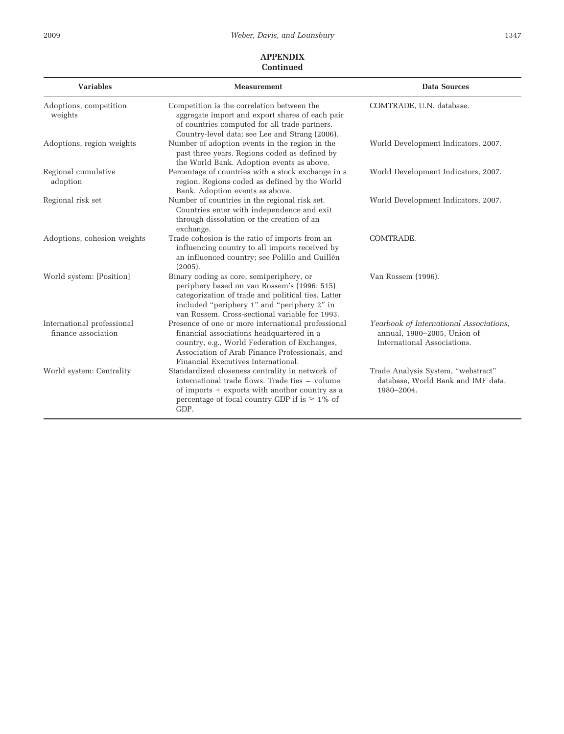## APPENDIX
### Continued

| Variables | Measurement | Data Sources |
|---|---|---|
| Adoptions, competition weights | Competition is the correlation between the aggregate import and export shares of each pair of countries computed for all trade partners. Country-level data; see Lee and Strang (2006). | COMTRADE, U.N. database. |
| Adoptions, region weights | Number of adoption events in the region in the past three years. Regions coded as defined by the World Bank. Adoption events as above. | World Development Indicators, 2007. |
| Regional cumulative adoption | Percentage of countries with a stock exchange in a region. Regions coded as defined by the World Bank. Adoption events as above. | World Development Indicators, 2007. |
| Regional risk set | Number of countries in the regional risk set. Countries enter with independence and exit through dissolution or the creation of an exchange. | World Development Indicators, 2007. |
| Adoptions, cohesion weights | Trade cohesion is the ratio of imports from an influencing country to all imports received by an influenced country; see Polillo and Guillén (2005). | COMTRADE. |
| World system: [Position] | Binary coding as core, semiperiphery, or periphery based on van Rossem's (1996: 515) categorization of trade and political ties. Latter included "periphery 1" and "periphery 2" in van Rossem. Cross-sectional variable for 1993. | Van Rossem (1996). |
| International professional finance association | Presence of one or more international professional financial associations headquartered in a country, e.g., World Federation of Exchanges, Association of Arab Finance Professionals, and Financial Executives International. | *Yearbook of International Associations*, annual, 1980–2005, Union of International Associations. |
| World system: Centrality | Standardized closeness centrality in network of international trade flows. Trade ties = volume of imports + exports with another country as a percentage of focal country GDP if is $\geq$ 1% of GDP. | Trade Analysis System, "webstract" database, World Bank and IMF data, 1980–2004. |